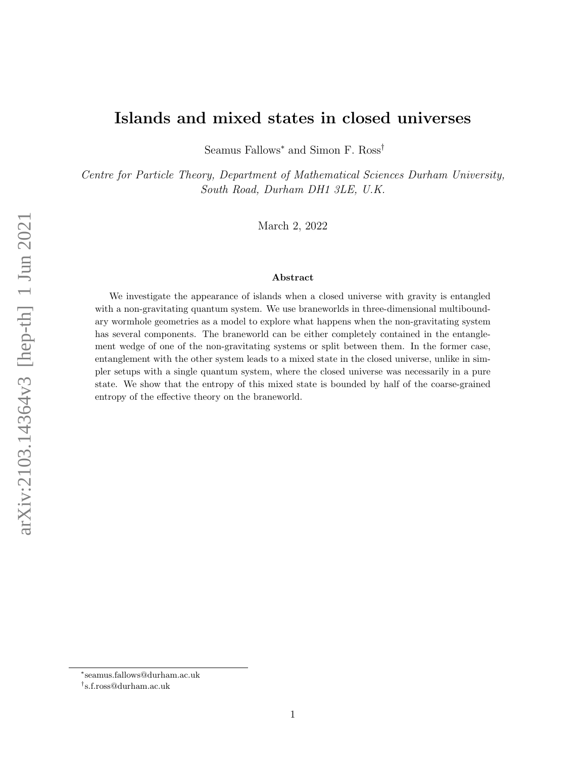# Islands and mixed states in closed universes

Seamus Fallows[*] and Simon F. Ross[†]

*Centre for Particle Theory, Department of Mathematical Sciences Durham University, South Road, Durham DH1 3LE, U.K.*

March 2, 2022

### Abstract

We investigate the appearance of islands when a closed universe with gravity is entangled with a non-gravitating quantum system. We use braneworlds in three-dimensional multiboundary wormhole geometries as a model to explore what happens when the non-gravitating system has several components. The braneworld can be either completely contained in the entanglement wedge of one of the non-gravitating systems or split between them. In the former case, entanglement with the other system leads to a mixed state in the closed universe, unlike in simpler setups with a single quantum system, where the closed universe was necessarily in a pure state. We show that the entropy of this mixed state is bounded by half of the coarse-grained entropy of the effective theory on the braneworld.

[*] seamus.fallows@durham.ac.uk

[†] s.f.ross@durham.ac.uk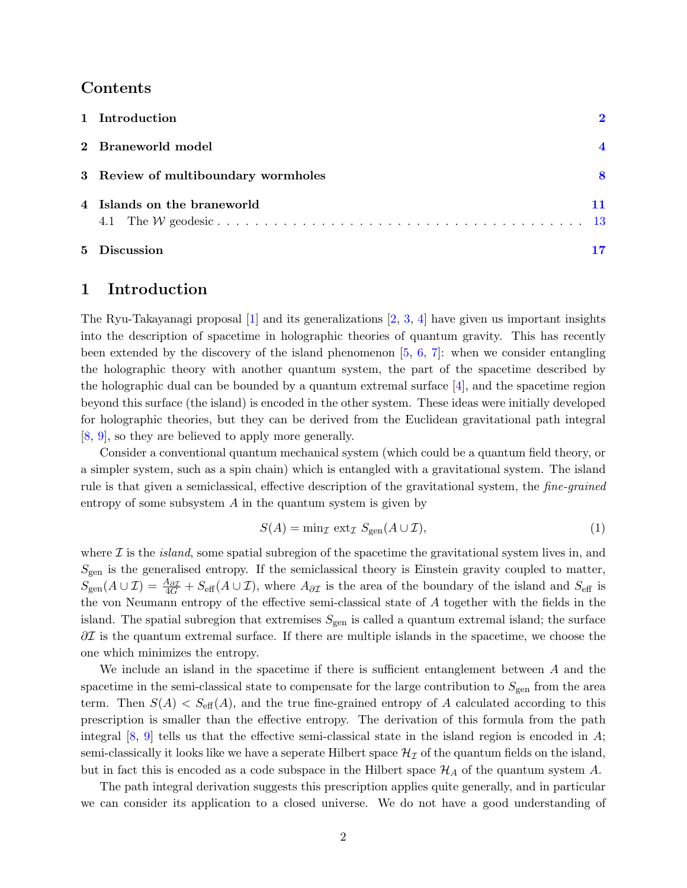## Contents

| | |
|---|---|
| **1 Introduction** | **2** |
| **2 Braneworld model** | **4** |
| **3 Review of multiboundary wormholes** | **8** |
| **4 Islands on the braneworld** | **11** |
| 4.1 The $\mathcal{W}$ geodesic | 13 |
| **5 Discussion** | **17** |

# 1 Introduction

The Ryu-Takayanagi proposal [1] and its generalizations [2, 3, 4] have given us important insights into the description of spacetime in holographic theories of quantum gravity. This has recently been extended by the discovery of the island phenomenon [5, 6, 7]: when we consider entangling the holographic theory with another quantum system, the part of the spacetime described by the holographic dual can be bounded by a quantum extremal surface [4], and the spacetime region beyond this surface (the island) is encoded in the other system. These ideas were initially developed for holographic theories, but they can be derived from the Euclidean gravitational path integral [8, 9], so they are believed to apply more generally.

Consider a conventional quantum mechanical system (which could be a quantum field theory, or a simpler system, such as a spin chain) which is entangled with a gravitational system. The island rule is that given a semiclassical, effective description of the gravitational system, the *fine-grained* entropy of some subsystem $A$ in the quantum system is given by

$$S(A) = \min_{\mathcal{I}} \, \text{ext}_{\mathcal{I}} \, S_{\text{gen}}(A \cup \mathcal{I}), \tag{1}$$

where $\mathcal{I}$ is the *island*, some spatial subregion of the spacetime the gravitational system lives in, and $S_{\text{gen}}$ is the generalised entropy. If the semiclassical theory is Einstein gravity coupled to matter, $S_{\text{gen}}(A \cup \mathcal{I}) = \frac{A_{\partial \mathcal{I}}}{4G} + S_{\text{eff}}(A \cup \mathcal{I})$, where $A_{\partial \mathcal{I}}$ is the area of the boundary of the island and $S_{\text{eff}}$ is the von Neumann entropy of the effective semi-classical state of $A$ together with the fields in the island. The spatial subregion that extremises $S_{\text{gen}}$ is called a quantum extremal island; the surface $\partial \mathcal{I}$ is the quantum extremal surface. If there are multiple islands in the spacetime, we choose the one which minimizes the entropy.

We include an island in the spacetime if there is sufficient entanglement between $A$ and the spacetime in the semi-classical state to compensate for the large contribution to $S_{\text{gen}}$ from the area term. Then $S(A) < S_{\text{eff}}(A)$, and the true fine-grained entropy of $A$ calculated according to this prescription is smaller than the effective entropy. The derivation of this formula from the path integral [8, 9] tells us that the effective semi-classical state in the island region is encoded in $A$; semi-classically it looks like we have a seperate Hilbert space $\mathcal{H}_{\mathcal{I}}$ of the quantum fields on the island, but in fact this is encoded as a code subspace in the Hilbert space $\mathcal{H}_A$ of the quantum system $A$.

The path integral derivation suggests this prescription applies quite generally, and in particular we can consider its application to a closed universe. We do not have a good understanding of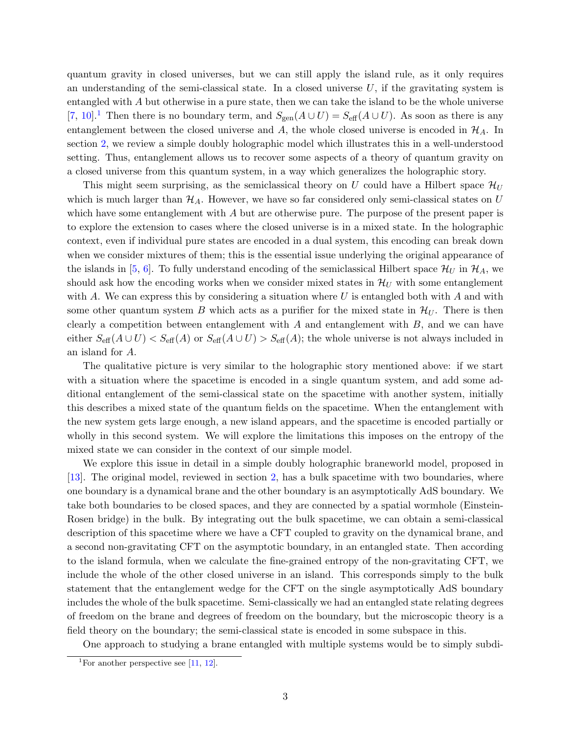quantum gravity in closed universes, but we can still apply the island rule, as it only requires an understanding of the semi-classical state. In a closed universe $U$, if the gravitating system is entangled with $A$ but otherwise in a pure state, then we can take the island to be the whole universe [7, 10].[1] Then there is no boundary term, and $S_{\text{gen}}(A \cup U) = S_{\text{eff}}(A \cup U)$. As soon as there is any entanglement between the closed universe and $A$, the whole closed universe is encoded in $\mathcal{H}_A$. In section 2, we review a simple doubly holographic model which illustrates this in a well-understood setting. Thus, entanglement allows us to recover some aspects of a theory of quantum gravity on a closed universe from this quantum system, in a way which generalizes the holographic story.

This might seem surprising, as the semiclassical theory on $U$ could have a Hilbert space $\mathcal{H}_U$ which is much larger than $\mathcal{H}_A$. However, we have so far considered only semi-classical states on $U$ which have some entanglement with $A$ but are otherwise pure. The purpose of the present paper is to explore the extension to cases where the closed universe is in a mixed state. In the holographic context, even if individual pure states are encoded in a dual system, this encoding can break down when we consider mixtures of them; this is the essential issue underlying the original appearance of the islands in [5, 6]. To fully understand encoding of the semiclassical Hilbert space $\mathcal{H}_U$ in $\mathcal{H}_A$, we should ask how the encoding works when we consider mixed states in $\mathcal{H}_U$ with some entanglement with $A$. We can express this by considering a situation where $U$ is entangled both with $A$ and with some other quantum system $B$ which acts as a purifier for the mixed state in $\mathcal{H}_U$. There is then clearly a competition between entanglement with $A$ and entanglement with $B$, and we can have either $S_{\text{eff}}(A \cup U) < S_{\text{eff}}(A)$ or $S_{\text{eff}}(A \cup U) > S_{\text{eff}}(A)$; the whole universe is not always included in an island for $A$.

The qualitative picture is very similar to the holographic story mentioned above: if we start with a situation where the spacetime is encoded in a single quantum system, and add some additional entanglement of the semi-classical state on the spacetime with another system, initially this describes a mixed state of the quantum fields on the spacetime. When the entanglement with the new system gets large enough, a new island appears, and the spacetime is encoded partially or wholly in this second system. We will explore the limitations this imposes on the entropy of the mixed state we can consider in the context of our simple model.

We explore this issue in detail in a simple doubly holographic braneworld model, proposed in [13]. The original model, reviewed in section 2, has a bulk spacetime with two boundaries, where one boundary is a dynamical brane and the other boundary is an asymptotically AdS boundary. We take both boundaries to be closed spaces, and they are connected by a spatial wormhole (Einstein-Rosen bridge) in the bulk. By integrating out the bulk spacetime, we can obtain a semi-classical description of this spacetime where we have a CFT coupled to gravity on the dynamical brane, and a second non-gravitating CFT on the asymptotic boundary, in an entangled state. Then according to the island formula, when we calculate the fine-grained entropy of the non-gravitating CFT, we include the whole of the other closed universe in an island. This corresponds simply to the bulk statement that the entanglement wedge for the CFT on the single asymptotically AdS boundary includes the whole of the bulk spacetime. Semi-classically we had an entangled state relating degrees of freedom on the brane and degrees of freedom on the boundary, but the microscopic theory is a field theory on the boundary; the semi-classical state is encoded in some subspace in this.

One approach to studying a brane entangled with multiple systems would be to simply subdi-

[1] For another perspective see [11, 12].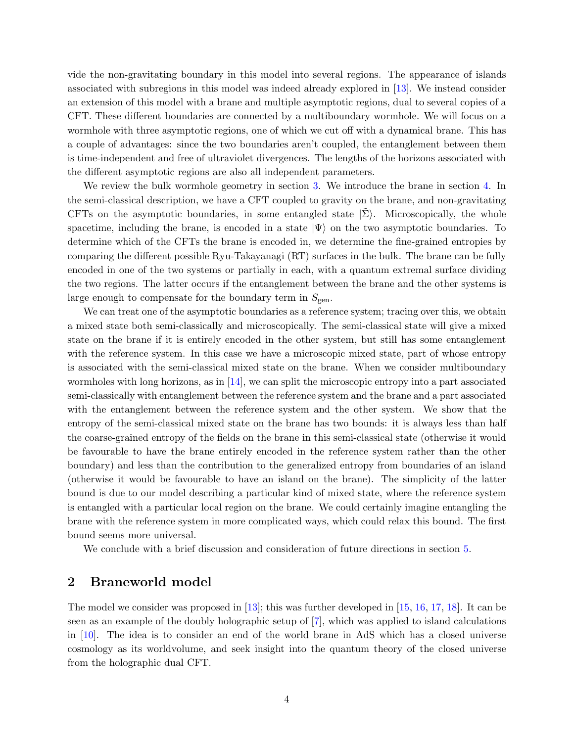vide the non-gravitating boundary in this model into several regions. The appearance of islands associated with subregions in this model was indeed already explored in [13]. We instead consider an extension of this model with a brane and multiple asymptotic regions, dual to several copies of a CFT. These different boundaries are connected by a multiboundary wormhole. We will focus on a wormhole with three asymptotic regions, one of which we cut off with a dynamical brane. This has a couple of advantages: since the two boundaries aren't coupled, the entanglement between them is time-independent and free of ultraviolet divergences. The lengths of the horizons associated with the different asymptotic regions are also all independent parameters.

We review the bulk wormhole geometry in section 3. We introduce the brane in section 4. In the semi-classical description, we have a CFT coupled to gravity on the brane, and non-gravitating CFTs on the asymptotic boundaries, in some entangled state $|\tilde{\Sigma}\rangle$. Microscopically, the whole spacetime, including the brane, is encoded in a state $|\Psi\rangle$ on the two asymptotic boundaries. To determine which of the CFTs the brane is encoded in, we determine the fine-grained entropies by comparing the different possible Ryu-Takayanagi (RT) surfaces in the bulk. The brane can be fully encoded in one of the two systems or partially in each, with a quantum extremal surface dividing the two regions. The latter occurs if the entanglement between the brane and the other systems is large enough to compensate for the boundary term in $S_{\text{gen}}$.

We can treat one of the asymptotic boundaries as a reference system; tracing over this, we obtain a mixed state both semi-classically and microscopically. The semi-classical state will give a mixed state on the brane if it is entirely encoded in the other system, but still has some entanglement with the reference system. In this case we have a microscopic mixed state, part of whose entropy is associated with the semi-classical mixed state on the brane. When we consider multiboundary wormholes with long horizons, as in [14], we can split the microscopic entropy into a part associated semi-classically with entanglement between the reference system and the brane and a part associated with the entanglement between the reference system and the other system. We show that the entropy of the semi-classical mixed state on the brane has two bounds: it is always less than half the coarse-grained entropy of the fields on the brane in this semi-classical state (otherwise it would be favourable to have the brane entirely encoded in the reference system rather than the other boundary) and less than the contribution to the generalized entropy from boundaries of an island (otherwise it would be favourable to have an island on the brane). The simplicity of the latter bound is due to our model describing a particular kind of mixed state, where the reference system is entangled with a particular local region on the brane. We could certainly imagine entangling the brane with the reference system in more complicated ways, which could relax this bound. The first bound seems more universal.

We conclude with a brief discussion and consideration of future directions in section 5.

## 2 Braneworld model

The model we consider was proposed in [13]; this was further developed in [15, 16, 17, 18]. It can be seen as an example of the doubly holographic setup of [7], which was applied to island calculations in [10]. The idea is to consider an end of the world brane in AdS which has a closed universe cosmology as its worldvolume, and seek insight into the quantum theory of the closed universe from the holographic dual CFT.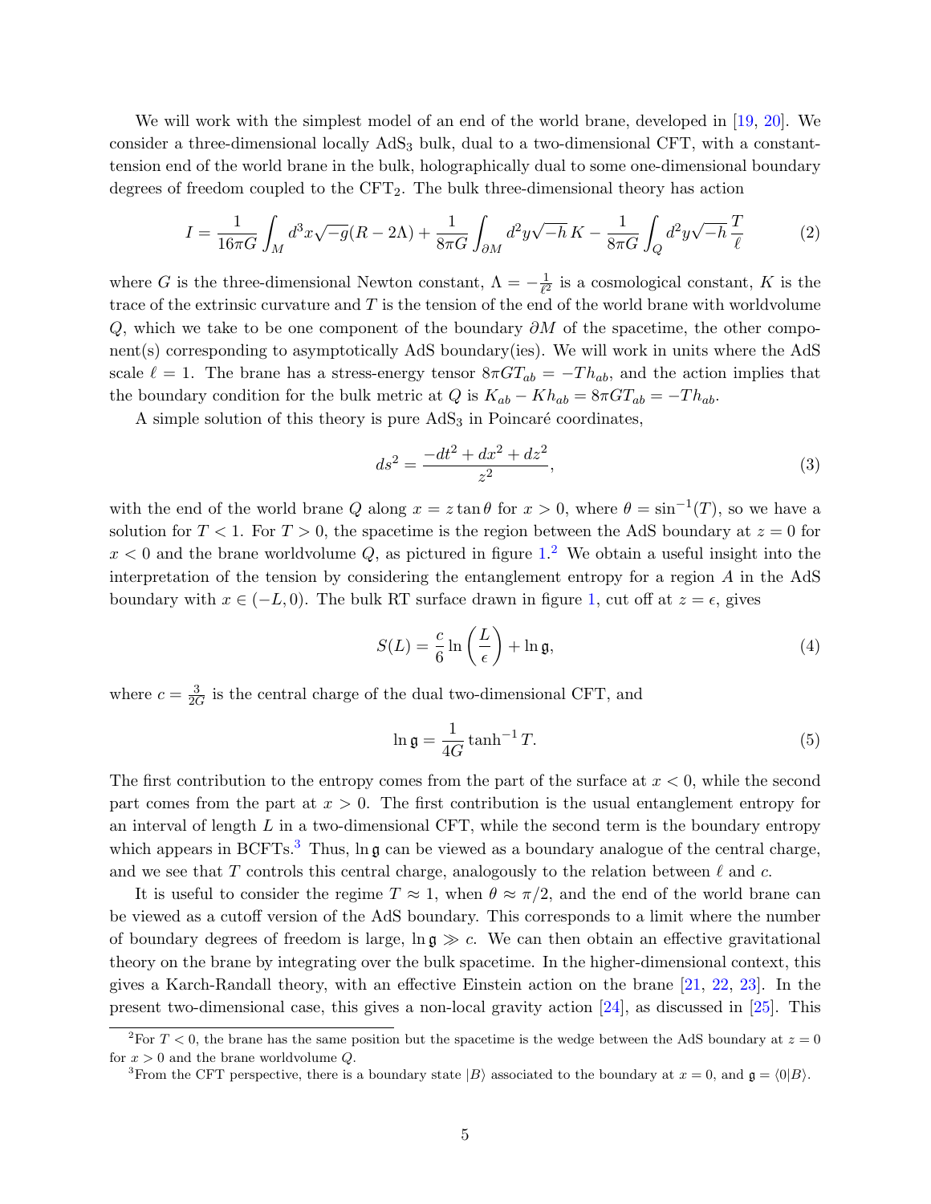We will work with the simplest model of an end of the world brane, developed in [19, 20]. We consider a three-dimensional locally $AdS_3$ bulk, dual to a two-dimensional CFT, with a constant-tension end of the world brane in the bulk, holographically dual to some one-dimensional boundary degrees of freedom coupled to the $CFT_2$. The bulk three-dimensional theory has action

$$I = \frac{1}{16\pi G}\int_M d^3x\sqrt{-g}(R-2\Lambda) + \frac{1}{8\pi G}\int_{\partial M} d^2y\sqrt{-h}\,K - \frac{1}{8\pi G}\int_Q d^2y\sqrt{-h}\,\frac{T}{\ell} \tag{2}$$

where $G$ is the three-dimensional Newton constant, $\Lambda = -\frac{1}{\ell^2}$ is a cosmological constant, $K$ is the trace of the extrinsic curvature and $T$ is the tension of the end of the world brane with worldvolume $Q$, which we take to be one component of the boundary $\partial M$ of the spacetime, the other component(s) corresponding to asymptotically AdS boundary(ies). We will work in units where the AdS scale $\ell = 1$. The brane has a stress-energy tensor $8\pi G T_{ab} = -T h_{ab}$, and the action implies that the boundary condition for the bulk metric at $Q$ is $K_{ab} - K h_{ab} = 8\pi G T_{ab} = -T h_{ab}$.

A simple solution of this theory is pure $AdS_3$ in Poincaré coordinates,

$$ds^2 = \frac{-dt^2 + dx^2 + dz^2}{z^2}, \tag{3}$$

with the end of the world brane $Q$ along $x = z\tan\theta$ for $x > 0$, where $\theta = \sin^{-1}(T)$, so we have a solution for $T < 1$. For $T > 0$, the spacetime is the region between the AdS boundary at $z = 0$ for $x < 0$ and the brane worldvolume $Q$, as pictured in figure 1.[2] We obtain a useful insight into the interpretation of the tension by considering the entanglement entropy for a region $A$ in the AdS boundary with $x \in (-L, 0)$. The bulk RT surface drawn in figure 1, cut off at $z = \epsilon$, gives

$$S(L) = \frac{c}{6}\ln\left(\frac{L}{\epsilon}\right) + \ln\mathfrak{g}, \tag{4}$$

where $c = \frac{3}{2G}$ is the central charge of the dual two-dimensional CFT, and

$$\ln\mathfrak{g} = \frac{1}{4G}\tanh^{-1} T. \tag{5}$$

The first contribution to the entropy comes from the part of the surface at $x < 0$, while the second part comes from the part at $x > 0$. The first contribution is the usual entanglement entropy for an interval of length $L$ in a two-dimensional CFT, while the second term is the boundary entropy which appears in BCFTs.[3] Thus, $\ln\mathfrak{g}$ can be viewed as a boundary analogue of the central charge, and we see that $T$ controls this central charge, analogously to the relation between $\ell$ and $c$.

It is useful to consider the regime $T \approx 1$, when $\theta \approx \pi/2$, and the end of the world brane can be viewed as a cutoff version of the AdS boundary. This corresponds to a limit where the number of boundary degrees of freedom is large, $\ln\mathfrak{g} \gg c$. We can then obtain an effective gravitational theory on the brane by integrating over the bulk spacetime. In the higher-dimensional context, this gives a Karch-Randall theory, with an effective Einstein action on the brane [21, 22, 23]. In the present two-dimensional case, this gives a non-local gravity action [24], as discussed in [25]. This

[2] For $T < 0$, the brane has the same position but the spacetime is the wedge between the AdS boundary at $z = 0$ for $x > 0$ and the brane worldvolume $Q$.

[3] From the CFT perspective, there is a boundary state $|B\rangle$ associated to the boundary at $x = 0$, and $\mathfrak{g} = \langle 0|B\rangle$.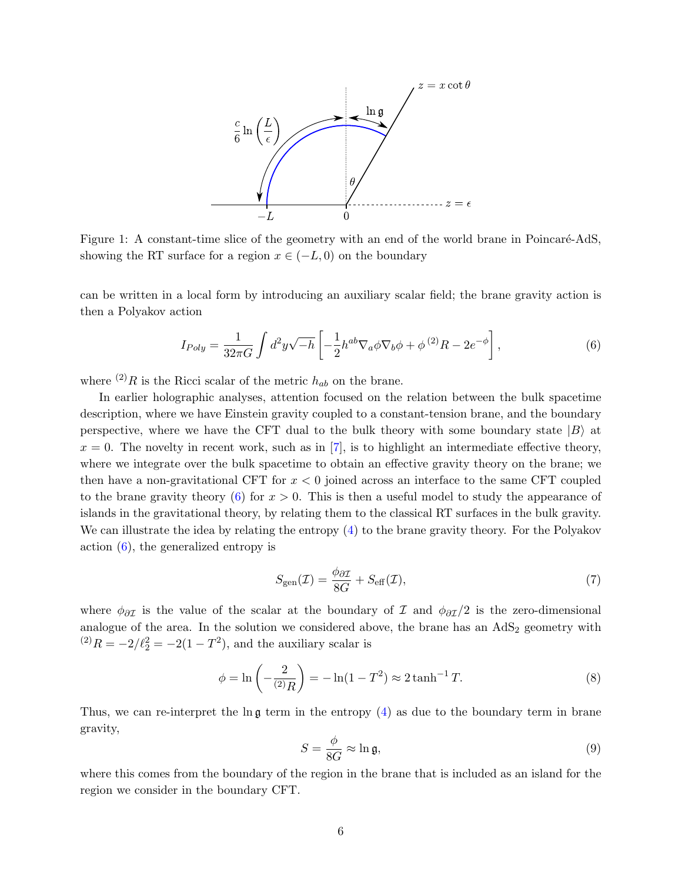Figure 1: A constant-time slice of the geometry with an end of the world brane in Poincaré-AdS, showing the RT surface for a region $x \in (-L, 0)$ on the boundary

can be written in a local form by introducing an auxiliary scalar field; the brane gravity action is then a Polyakov action

$$I_{Poly} = \frac{1}{32\pi G} \int d^2y \sqrt{-h} \left[ -\frac{1}{2} h^{ab} \nabla_a \phi \nabla_b \phi + \phi \, {}^{(2)}R - 2e^{-\phi} \right], \tag{6}$$

where ${}^{(2)}R$ is the Ricci scalar of the metric $h_{ab}$ on the brane.

In earlier holographic analyses, attention focused on the relation between the bulk spacetime description, where we have Einstein gravity coupled to a constant-tension brane, and the boundary perspective, where we have the CFT dual to the bulk theory with some boundary state $|B\rangle$ at $x = 0$. The novelty in recent work, such as in [7], is to highlight an intermediate effective theory, where we integrate over the bulk spacetime to obtain an effective gravity theory on the brane; we then have a non-gravitational CFT for $x < 0$ joined across an interface to the same CFT coupled to the brane gravity theory (6) for $x > 0$. This is then a useful model to study the appearance of islands in the gravitational theory, by relating them to the classical RT surfaces in the bulk gravity. We can illustrate the idea by relating the entropy (4) to the brane gravity theory. For the Polyakov action (6), the generalized entropy is

$$S_{\rm gen}(\mathcal{I}) = \frac{\phi_{\partial\mathcal{I}}}{8G} + S_{\rm eff}(\mathcal{I}), \tag{7}$$

where $\phi_{\partial\mathcal{I}}$ is the value of the scalar at the boundary of $\mathcal{I}$ and $\phi_{\partial\mathcal{I}}/2$ is the zero-dimensional analogue of the area. In the solution we considered above, the brane has an AdS$_2$ geometry with ${}^{(2)}R = -2/\ell_2^2 = -2(1 - T^2)$, and the auxiliary scalar is

$$\phi = \ln\left(-\frac{2}{{}^{(2)}R}\right) = -\ln(1 - T^2) \approx 2\tanh^{-1} T. \tag{8}$$

Thus, we can re-interpret the $\ln \mathfrak{g}$ term in the entropy (4) as due to the boundary term in brane gravity,

$$S = \frac{\phi}{8G} \approx \ln \mathfrak{g}, \tag{9}$$

where this comes from the boundary of the region in the brane that is included as an island for the region we consider in the boundary CFT.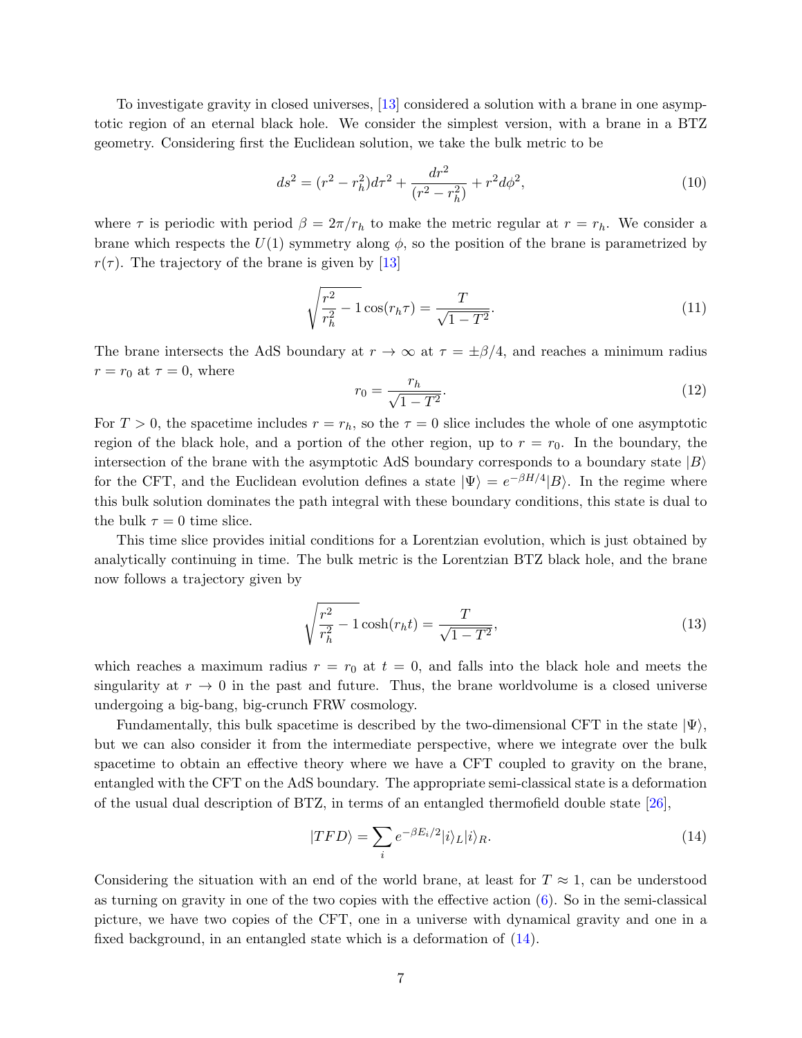To investigate gravity in closed universes, [13] considered a solution with a brane in one asymptotic region of an eternal black hole. We consider the simplest version, with a brane in a BTZ geometry. Considering first the Euclidean solution, we take the bulk metric to be

$$ds^2 = (r^2 - r_h^2)d\tau^2 + \frac{dr^2}{(r^2 - r_h^2)} + r^2 d\phi^2, \tag{10}$$

where $\tau$ is periodic with period $\beta = 2\pi/r_h$ to make the metric regular at $r = r_h$. We consider a brane which respects the $U(1)$ symmetry along $\phi$, so the position of the brane is parametrized by $r(\tau)$. The trajectory of the brane is given by [13]

$$\sqrt{\frac{r^2}{r_h^2} - 1}\cos(r_h \tau) = \frac{T}{\sqrt{1 - T^2}}. \tag{11}$$

The brane intersects the AdS boundary at $r \to \infty$ at $\tau = \pm\beta/4$, and reaches a minimum radius $r = r_0$ at $\tau = 0$, where

$$r_0 = \frac{r_h}{\sqrt{1 - T^2}}. \tag{12}$$

For $T > 0$, the spacetime includes $r = r_h$, so the $\tau = 0$ slice includes the whole of one asymptotic region of the black hole, and a portion of the other region, up to $r = r_0$. In the boundary, the intersection of the brane with the asymptotic AdS boundary corresponds to a boundary state $|B\rangle$ for the CFT, and the Euclidean evolution defines a state $|\Psi\rangle = e^{-\beta H/4}|B\rangle$. In the regime where this bulk solution dominates the path integral with these boundary conditions, this state is dual to the bulk $\tau = 0$ time slice.

This time slice provides initial conditions for a Lorentzian evolution, which is just obtained by analytically continuing in time. The bulk metric is the Lorentzian BTZ black hole, and the brane now follows a trajectory given by

$$\sqrt{\frac{r^2}{r_h^2} - 1}\cosh(r_h t) = \frac{T}{\sqrt{1 - T^2}}, \tag{13}$$

which reaches a maximum radius $r = r_0$ at $t = 0$, and falls into the black hole and meets the singularity at $r \to 0$ in the past and future. Thus, the brane worldvolume is a closed universe undergoing a big-bang, big-crunch FRW cosmology.

Fundamentally, this bulk spacetime is described by the two-dimensional CFT in the state $|\Psi\rangle$, but we can also consider it from the intermediate perspective, where we integrate over the bulk spacetime to obtain an effective theory where we have a CFT coupled to gravity on the brane, entangled with the CFT on the AdS boundary. The appropriate semi-classical state is a deformation of the usual dual description of BTZ, in terms of an entangled thermofield double state [26],

$$|TFD\rangle = \sum_i e^{-\beta E_i/2}|i\rangle_L |i\rangle_R. \tag{14}$$

Considering the situation with an end of the world brane, at least for $T \approx 1$, can be understood as turning on gravity in one of the two copies with the effective action (6). So in the semi-classical picture, we have two copies of the CFT, one in a universe with dynamical gravity and one in a fixed background, in an entangled state which is a deformation of (14).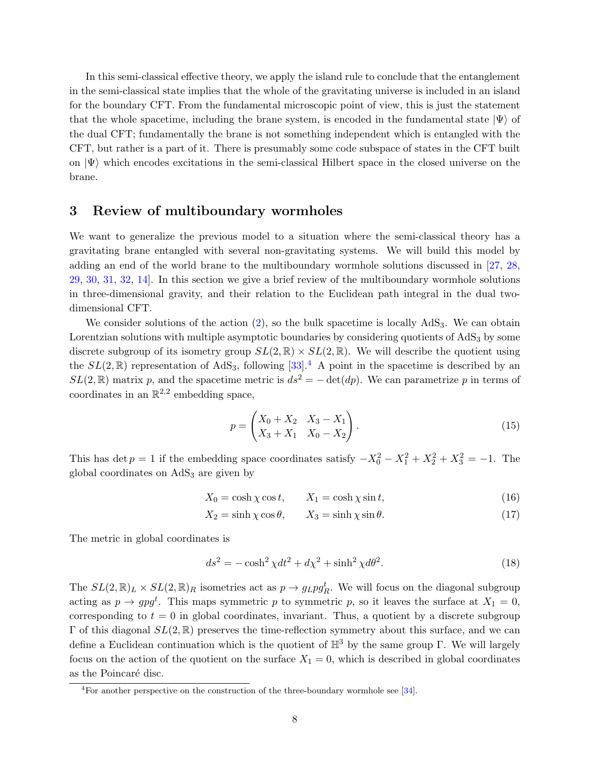In this semi-classical effective theory, we apply the island rule to conclude that the entanglement in the semi-classical state implies that the whole of the gravitating universe is included in an island for the boundary CFT. From the fundamental microscopic point of view, this is just the statement that the whole spacetime, including the brane system, is encoded in the fundamental state $|\Psi\rangle$ of the dual CFT; fundamentally the brane is not something independent which is entangled with the CFT, but rather is a part of it. There is presumably some code subspace of states in the CFT built on $|\Psi\rangle$ which encodes excitations in the semi-classical Hilbert space in the closed universe on the brane.

## 3 Review of multiboundary wormholes

We want to generalize the previous model to a situation where the semi-classical theory has a gravitating brane entangled with several non-gravitating systems. We will build this model by adding an end of the world brane to the multiboundary wormhole solutions discussed in [27, 28, 29, 30, 31, 32, 14]. In this section we give a brief review of the multiboundary wormhole solutions in three-dimensional gravity, and their relation to the Euclidean path integral in the dual two-dimensional CFT.

We consider solutions of the action (2), so the bulk spacetime is locally $\text{AdS}_3$. We can obtain Lorentzian solutions with multiple asymptotic boundaries by considering quotients of $\text{AdS}_3$ by some discrete subgroup of its isometry group $SL(2,\mathbb{R}) \times SL(2,\mathbb{R})$. We will describe the quotient using the $SL(2,\mathbb{R})$ representation of $\text{AdS}_3$, following [33].[4] A point in the spacetime is described by an $SL(2,\mathbb{R})$ matrix $p$, and the spacetime metric is $ds^2 = -\det(dp)$. We can parametrize $p$ in terms of coordinates in an $\mathbb{R}^{2,2}$ embedding space,

$$p = \begin{pmatrix} X_0 + X_2 & X_3 - X_1 \\ X_3 + X_1 & X_0 - X_2 \end{pmatrix}. \tag{15}$$

This has $\det p = 1$ if the embedding space coordinates satisfy $-X_0^2 - X_1^2 + X_2^2 + X_3^2 = -1$. The global coordinates on $\text{AdS}_3$ are given by

$$X_0 = \cosh\chi \cos t, \qquad X_1 = \cosh\chi \sin t, \tag{16}$$

$$X_2 = \sinh\chi \cos\theta, \qquad X_3 = \sinh\chi \sin\theta. \tag{17}$$

The metric in global coordinates is

$$ds^2 = -\cosh^2\chi dt^2 + d\chi^2 + \sinh^2\chi d\theta^2. \tag{18}$$

The $SL(2,\mathbb{R})_L \times SL(2,\mathbb{R})_R$ isometries act as $p \to g_L p g_R^t$. We will focus on the diagonal subgroup acting as $p \to g p g^t$. This maps symmetric $p$ to symmetric $p$, so it leaves the surface at $X_1 = 0$, corresponding to $t = 0$ in global coordinates, invariant. Thus, a quotient by a discrete subgroup $\Gamma$ of this diagonal $SL(2,\mathbb{R})$ preserves the time-reflection symmetry about this surface, and we can define a Euclidean continuation which is the quotient of $\mathbb{H}^3$ by the same group $\Gamma$. We will largely focus on the action of the quotient on the surface $X_1 = 0$, which is described in global coordinates as the Poincaré disc.

[4] For another perspective on the construction of the three-boundary wormhole see [34].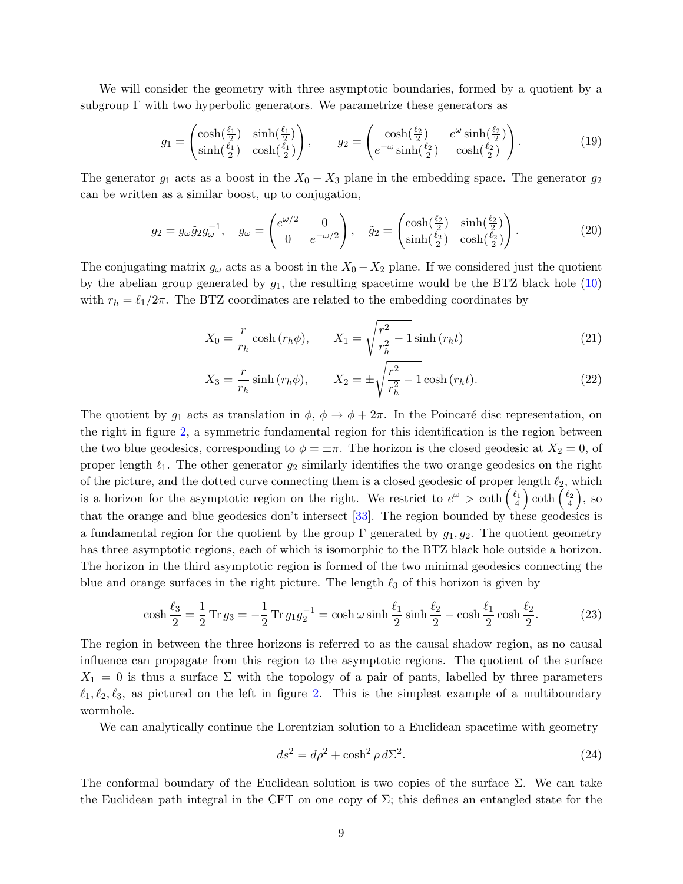We will consider the geometry with three asymptotic boundaries, formed by a quotient by a subgroup $\Gamma$ with two hyperbolic generators. We parametrize these generators as

$$g_1 = \begin{pmatrix} \cosh(\frac{\ell_1}{2}) & \sinh(\frac{\ell_1}{2}) \\ \sinh(\frac{\ell_1}{2}) & \cosh(\frac{\ell_1}{2}) \end{pmatrix}, \qquad g_2 = \begin{pmatrix} \cosh(\frac{\ell_2}{2}) & e^{\omega}\sinh(\frac{\ell_2}{2}) \\ e^{-\omega}\sinh(\frac{\ell_2}{2}) & \cosh(\frac{\ell_2}{2}) \end{pmatrix}. \tag{19}$$

The generator $g_1$ acts as a boost in the $X_0 - X_3$ plane in the embedding space. The generator $g_2$ can be written as a similar boost, up to conjugation,

$$g_2 = g_\omega \tilde{g}_2 g_\omega^{-1}, \quad g_\omega = \begin{pmatrix} e^{\omega/2} & 0 \\ 0 & e^{-\omega/2} \end{pmatrix}, \quad \tilde{g}_2 = \begin{pmatrix} \cosh(\frac{\ell_2}{2}) & \sinh(\frac{\ell_2}{2}) \\ \sinh(\frac{\ell_2}{2}) & \cosh(\frac{\ell_2}{2}) \end{pmatrix}. \tag{20}$$

The conjugating matrix $g_\omega$ acts as a boost in the $X_0 - X_2$ plane. If we considered just the quotient by the abelian group generated by $g_1$, the resulting spacetime would be the BTZ black hole (10) with $r_h = \ell_1/2\pi$. The BTZ coordinates are related to the embedding coordinates by

$$X_0 = \frac{r}{r_h}\cosh(r_h\phi), \qquad X_1 = \sqrt{\frac{r^2}{r_h^2} - 1}\,\sinh(r_h t) \tag{21}$$

$$X_3 = \frac{r}{r_h}\sinh(r_h\phi), \qquad X_2 = \pm\sqrt{\frac{r^2}{r_h^2} - 1}\,\cosh(r_h t). \tag{22}$$

The quotient by $g_1$ acts as translation in $\phi$, $\phi \to \phi + 2\pi$. In the Poincaré disc representation, on the right in figure 2, a symmetric fundamental region for this identification is the region between the two blue geodesics, corresponding to $\phi = \pm\pi$. The horizon is the closed geodesic at $X_2 = 0$, of proper length $\ell_1$. The other generator $g_2$ similarly identifies the two orange geodesics on the right of the picture, and the dotted curve connecting them is a closed geodesic of proper length $\ell_2$, which is a horizon for the asymptotic region on the right. We restrict to $e^{\omega} > \coth\left(\frac{\ell_1}{4}\right)\coth\left(\frac{\ell_2}{4}\right)$, so that the orange and blue geodesics don't intersect [33]. The region bounded by these geodesics is a fundamental region for the quotient by the group $\Gamma$ generated by $g_1, g_2$. The quotient geometry has three asymptotic regions, each of which is isomorphic to the BTZ black hole outside a horizon. The horizon in the third asymptotic region is formed of the two minimal geodesics connecting the blue and orange surfaces in the right picture. The length $\ell_3$ of this horizon is given by

$$\cosh\frac{\ell_3}{2} = \frac{1}{2}\operatorname{Tr} g_3 = -\frac{1}{2}\operatorname{Tr} g_1 g_2^{-1} = \cosh\omega \sinh\frac{\ell_1}{2}\sinh\frac{\ell_2}{2} - \cosh\frac{\ell_1}{2}\cosh\frac{\ell_2}{2}. \tag{23}$$

The region in between the three horizons is referred to as the causal shadow region, as no causal influence can propagate from this region to the asymptotic regions. The quotient of the surface $X_1 = 0$ is thus a surface $\Sigma$ with the topology of a pair of pants, labelled by three parameters $\ell_1, \ell_2, \ell_3$, as pictured on the left in figure 2. This is the simplest example of a multiboundary wormhole.

We can analytically continue the Lorentzian solution to a Euclidean spacetime with geometry

$$ds^2 = d\rho^2 + \cosh^2\rho\, d\Sigma^2. \tag{24}$$

The conformal boundary of the Euclidean solution is two copies of the surface $\Sigma$. We can take the Euclidean path integral in the CFT on one copy of $\Sigma$; this defines an entangled state for the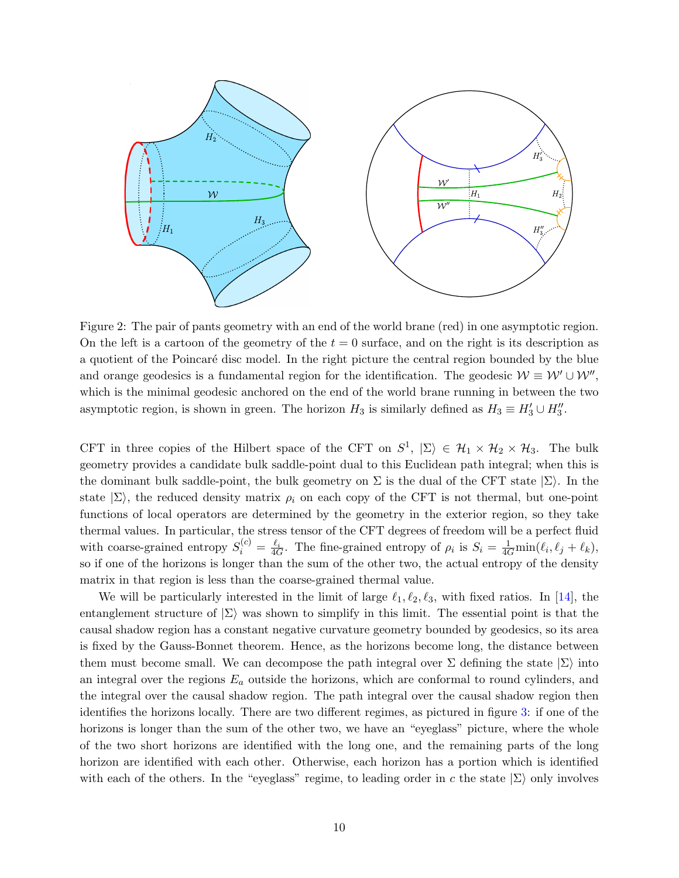Figure 2: The pair of pants geometry with an end of the world brane (red) in one asymptotic region. On the left is a cartoon of the geometry of the $t = 0$ surface, and on the right is its description as a quotient of the Poincaré disc model. In the right picture the central region bounded by the blue and orange geodesics is a fundamental region for the identification. The geodesic $\mathcal{W} \equiv \mathcal{W}' \cup \mathcal{W}''$, which is the minimal geodesic anchored on the end of the world brane running in between the two asymptotic region, is shown in green. The horizon $H_3$ is similarly defined as $H_3 \equiv H_3' \cup H_3''$.

CFT in three copies of the Hilbert space of the CFT on $S^1$, $|\Sigma\rangle \in \mathcal{H}_1 \times \mathcal{H}_2 \times \mathcal{H}_3$. The bulk geometry provides a candidate bulk saddle-point dual to this Euclidean path integral; when this is the dominant bulk saddle-point, the bulk geometry on $\Sigma$ is the dual of the CFT state $|\Sigma\rangle$. In the state $|\Sigma\rangle$, the reduced density matrix $\rho_i$ on each copy of the CFT is not thermal, but one-point functions of local operators are determined by the geometry in the exterior region, so they take thermal values. In particular, the stress tensor of the CFT degrees of freedom will be a perfect fluid with coarse-grained entropy $S_i^{(c)} = \frac{\ell_i}{4G}$. The fine-grained entropy of $\rho_i$ is $S_i = \frac{1}{4G}\min(\ell_i, \ell_j + \ell_k)$, so if one of the horizons is longer than the sum of the other two, the actual entropy of the density matrix in that region is less than the coarse-grained thermal value.

We will be particularly interested in the limit of large $\ell_1, \ell_2, \ell_3$, with fixed ratios. In [14], the entanglement structure of $|\Sigma\rangle$ was shown to simplify in this limit. The essential point is that the causal shadow region has a constant negative curvature geometry bounded by geodesics, so its area is fixed by the Gauss-Bonnet theorem. Hence, as the horizons become long, the distance between them must become small. We can decompose the path integral over $\Sigma$ defining the state $|\Sigma\rangle$ into an integral over the regions $E_a$ outside the horizons, which are conformal to round cylinders, and the integral over the causal shadow region. The path integral over the causal shadow region then identifies the horizons locally. There are two different regimes, as pictured in figure 3: if one of the horizons is longer than the sum of the other two, we have an "eyeglass" picture, where the whole of the two short horizons are identified with the long one, and the remaining parts of the long horizon are identified with each other. Otherwise, each horizon has a portion which is identified with each of the others. In the "eyeglass" regime, to leading order in $c$ the state $|\Sigma\rangle$ only involves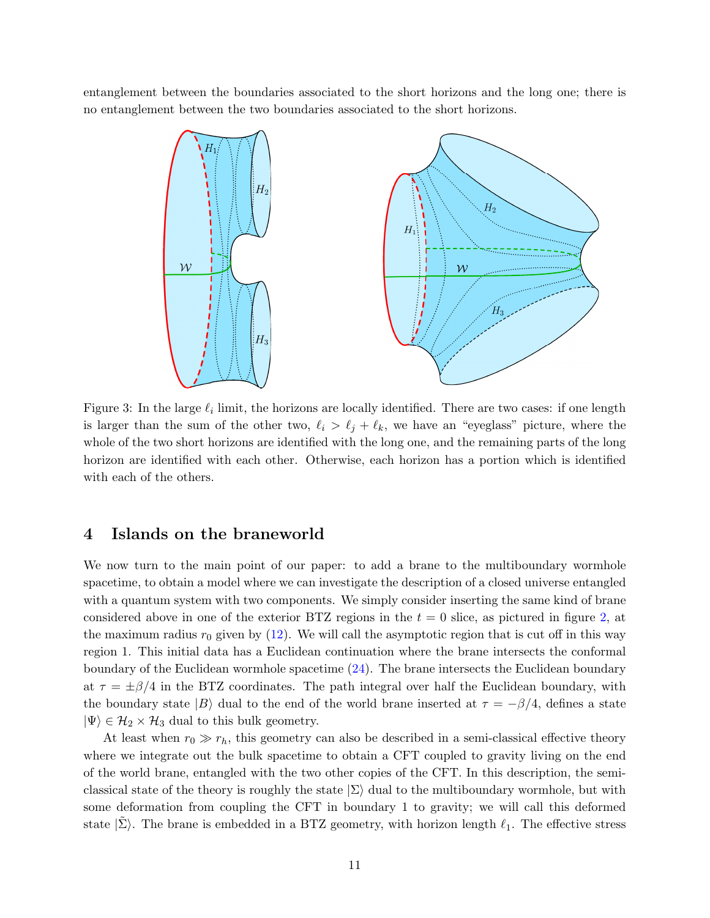entanglement between the boundaries associated to the short horizons and the long one; there is no entanglement between the two boundaries associated to the short horizons.

Figure 3: In the large $\ell_i$ limit, the horizons are locally identified. There are two cases: if one length is larger than the sum of the other two, $\ell_i > \ell_j + \ell_k$, we have an "eyeglass" picture, where the whole of the two short horizons are identified with the long one, and the remaining parts of the long horizon are identified with each other. Otherwise, each horizon has a portion which is identified with each of the others.

## 4 Islands on the braneworld

We now turn to the main point of our paper: to add a brane to the multiboundary wormhole spacetime, to obtain a model where we can investigate the description of a closed universe entangled with a quantum system with two components. We simply consider inserting the same kind of brane considered above in one of the exterior BTZ regions in the $t = 0$ slice, as pictured in figure 2, at the maximum radius $r_0$ given by (12). We will call the asymptotic region that is cut off in this way region 1. This initial data has a Euclidean continuation where the brane intersects the conformal boundary of the Euclidean wormhole spacetime (24). The brane intersects the Euclidean boundary at $\tau = \pm\beta/4$ in the BTZ coordinates. The path integral over half the Euclidean boundary, with the boundary state $|B\rangle$ dual to the end of the world brane inserted at $\tau = -\beta/4$, defines a state $|\Psi\rangle \in \mathcal{H}_2 \times \mathcal{H}_3$ dual to this bulk geometry.

At least when $r_0 \gg r_h$, this geometry can also be described in a semi-classical effective theory where we integrate out the bulk spacetime to obtain a CFT coupled to gravity living on the end of the world brane, entangled with the two other copies of the CFT. In this description, the semi-classical state of the theory is roughly the state $|\Sigma\rangle$ dual to the multiboundary wormhole, but with some deformation from coupling the CFT in boundary 1 to gravity; we will call this deformed state $|\tilde{\Sigma}\rangle$. The brane is embedded in a BTZ geometry, with horizon length $\ell_1$. The effective stress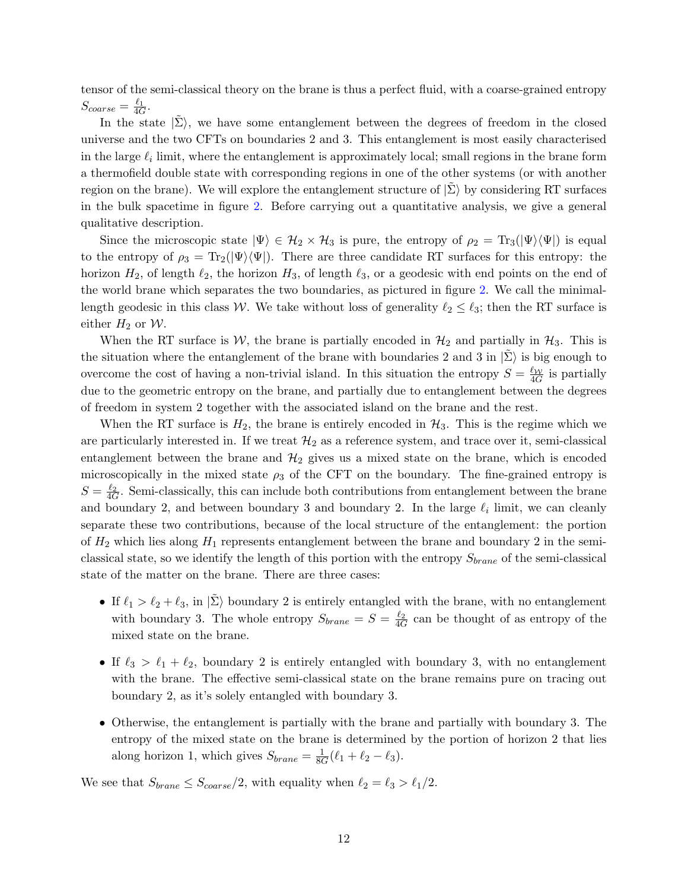tensor of the semi-classical theory on the brane is thus a perfect fluid, with a coarse-grained entropy $S_{coarse} = \frac{\ell_1}{4G}$.

In the state $|\tilde{\Sigma}\rangle$, we have some entanglement between the degrees of freedom in the closed universe and the two CFTs on boundaries 2 and 3. This entanglement is most easily characterised in the large $\ell_i$ limit, where the entanglement is approximately local; small regions in the brane form a thermofield double state with corresponding regions in one of the other systems (or with another region on the brane). We will explore the entanglement structure of $|\tilde{\Sigma}\rangle$ by considering RT surfaces in the bulk spacetime in figure 2. Before carrying out a quantitative analysis, we give a general qualitative description.

Since the microscopic state $|\Psi\rangle \in \mathcal{H}_2 \times \mathcal{H}_3$ is pure, the entropy of $\rho_2 = \mathrm{Tr}_3(|\Psi\rangle\langle\Psi|)$ is equal to the entropy of $\rho_3 = \mathrm{Tr}_2(|\Psi\rangle\langle\Psi|)$. There are three candidate RT surfaces for this entropy: the horizon $H_2$, of length $\ell_2$, the horizon $H_3$, of length $\ell_3$, or a geodesic with end points on the end of the world brane which separates the two boundaries, as pictured in figure 2. We call the minimal-length geodesic in this class $\mathcal{W}$. We take without loss of generality $\ell_2 \leq \ell_3$; then the RT surface is either $H_2$ or $\mathcal{W}$.

When the RT surface is $\mathcal{W}$, the brane is partially encoded in $\mathcal{H}_2$ and partially in $\mathcal{H}_3$. This is the situation where the entanglement of the brane with boundaries 2 and 3 in $|\tilde{\Sigma}\rangle$ is big enough to overcome the cost of having a non-trivial island. In this situation the entropy $S = \frac{\ell_{\mathcal{W}}}{4G}$ is partially due to the geometric entropy on the brane, and partially due to entanglement between the degrees of freedom in system 2 together with the associated island on the brane and the rest.

When the RT surface is $H_2$, the brane is entirely encoded in $\mathcal{H}_3$. This is the regime which we are particularly interested in. If we treat $\mathcal{H}_2$ as a reference system, and trace over it, semi-classical entanglement between the brane and $\mathcal{H}_2$ gives us a mixed state on the brane, which is encoded microscopically in the mixed state $\rho_3$ of the CFT on the boundary. The fine-grained entropy is $S = \frac{\ell_2}{4G}$. Semi-classically, this can include both contributions from entanglement between the brane and boundary 2, and between boundary 3 and boundary 2. In the large $\ell_i$ limit, we can cleanly separate these two contributions, because of the local structure of the entanglement: the portion of $H_2$ which lies along $H_1$ represents entanglement between the brane and boundary 2 in the semi-classical state, so we identify the length of this portion with the entropy $S_{brane}$ of the semi-classical state of the matter on the brane. There are three cases:

- If $\ell_1 > \ell_2 + \ell_3$, in $|\tilde{\Sigma}\rangle$ boundary 2 is entirely entangled with the brane, with no entanglement with boundary 3. The whole entropy $S_{brane} = S = \frac{\ell_2}{4G}$ can be thought of as entropy of the mixed state on the brane.
- If $\ell_3 > \ell_1 + \ell_2$, boundary 2 is entirely entangled with boundary 3, with no entanglement with the brane. The effective semi-classical state on the brane remains pure on tracing out boundary 2, as it's solely entangled with boundary 3.
- Otherwise, the entanglement is partially with the brane and partially with boundary 3. The entropy of the mixed state on the brane is determined by the portion of horizon 2 that lies along horizon 1, which gives $S_{brane} = \frac{1}{8G}(\ell_1 + \ell_2 - \ell_3)$.

We see that $S_{brane} \leq S_{coarse}/2$, with equality when $\ell_2 = \ell_3 > \ell_1/2$.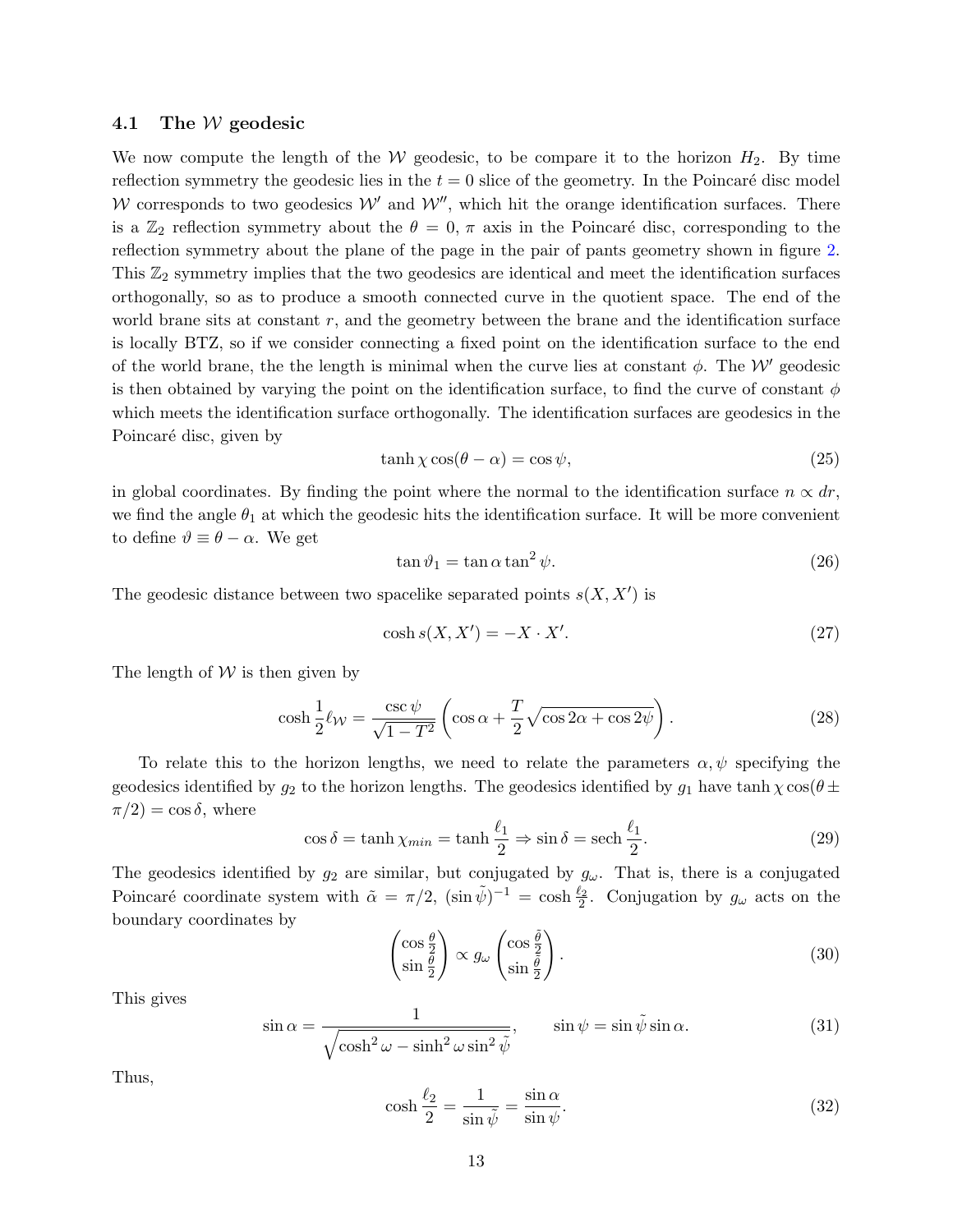### 4.1 The $\mathcal{W}$ geodesic

We now compute the length of the $\mathcal{W}$ geodesic, to be compare it to the horizon $H_2$. By time reflection symmetry the geodesic lies in the $t = 0$ slice of the geometry. In the Poincaré disc model $\mathcal{W}$ corresponds to two geodesics $\mathcal{W}'$ and $\mathcal{W}''$, which hit the orange identification surfaces. There is a $\mathbb{Z}_2$ reflection symmetry about the $\theta = 0, \pi$ axis in the Poincaré disc, corresponding to the reflection symmetry about the plane of the page in the pair of pants geometry shown in figure 2. This $\mathbb{Z}_2$ symmetry implies that the two geodesics are identical and meet the identification surfaces orthogonally, so as to produce a smooth connected curve in the quotient space. The end of the world brane sits at constant $r$, and the geometry between the brane and the identification surface is locally BTZ, so if we consider connecting a fixed point on the identification surface to the end of the world brane, the the length is minimal when the curve lies at constant $\phi$. The $\mathcal{W}'$ geodesic is then obtained by varying the point on the identification surface, to find the curve of constant $\phi$ which meets the identification surface orthogonally. The identification surfaces are geodesics in the Poincaré disc, given by

$$\tanh \chi \cos(\theta - \alpha) = \cos \psi, \tag{25}$$

in global coordinates. By finding the point where the normal to the identification surface $n \propto dr$, we find the angle $\theta_1$ at which the geodesic hits the identification surface. It will be more convenient to define $\vartheta \equiv \theta - \alpha$. We get

$$\tan \vartheta_1 = \tan \alpha \tan^2 \psi. \tag{26}$$

The geodesic distance between two spacelike separated points $s(X, X')$ is

$$\cosh s(X, X') = -X \cdot X'. \tag{27}$$

The length of $\mathcal{W}$ is then given by

$$\cosh \frac{1}{2} \ell_{\mathcal{W}} = \frac{\csc \psi}{\sqrt{1 - T^2}} \left( \cos \alpha + \frac{T}{2} \sqrt{\cos 2\alpha + \cos 2\psi} \right). \tag{28}$$

To relate this to the horizon lengths, we need to relate the parameters $\alpha, \psi$ specifying the geodesics identified by $g_2$ to the horizon lengths. The geodesics identified by $g_1$ have $\tanh \chi \cos(\theta \pm \pi/2) = \cos \delta$, where

$$\cos \delta = \tanh \chi_{min} = \tanh \frac{\ell_1}{2} \Rightarrow \sin \delta = \operatorname{sech} \frac{\ell_1}{2}. \tag{29}$$

The geodesics identified by $g_2$ are similar, but conjugated by $g_\omega$. That is, there is a conjugated Poincaré coordinate system with $\tilde{\alpha} = \pi/2$, $(\sin \tilde{\psi})^{-1} = \cosh \frac{\ell_2}{2}$. Conjugation by $g_\omega$ acts on the boundary coordinates by

$$\begin{pmatrix} \cos \frac{\theta}{2} \\ \sin \frac{\theta}{2} \end{pmatrix} \propto g_\omega \begin{pmatrix} \cos \frac{\tilde{\theta}}{2} \\ \sin \frac{\tilde{\theta}}{2} \end{pmatrix}. \tag{30}$$

This gives

$$\sin \alpha = \frac{1}{\sqrt{\cosh^2 \omega - \sinh^2 \omega \sin^2 \tilde{\psi}}}, \qquad \sin \psi = \sin \tilde{\psi} \sin \alpha. \tag{31}$$

Thus,

$$\cosh \frac{\ell_2}{2} = \frac{1}{\sin \tilde{\psi}} = \frac{\sin \alpha}{\sin \psi}. \tag{32}$$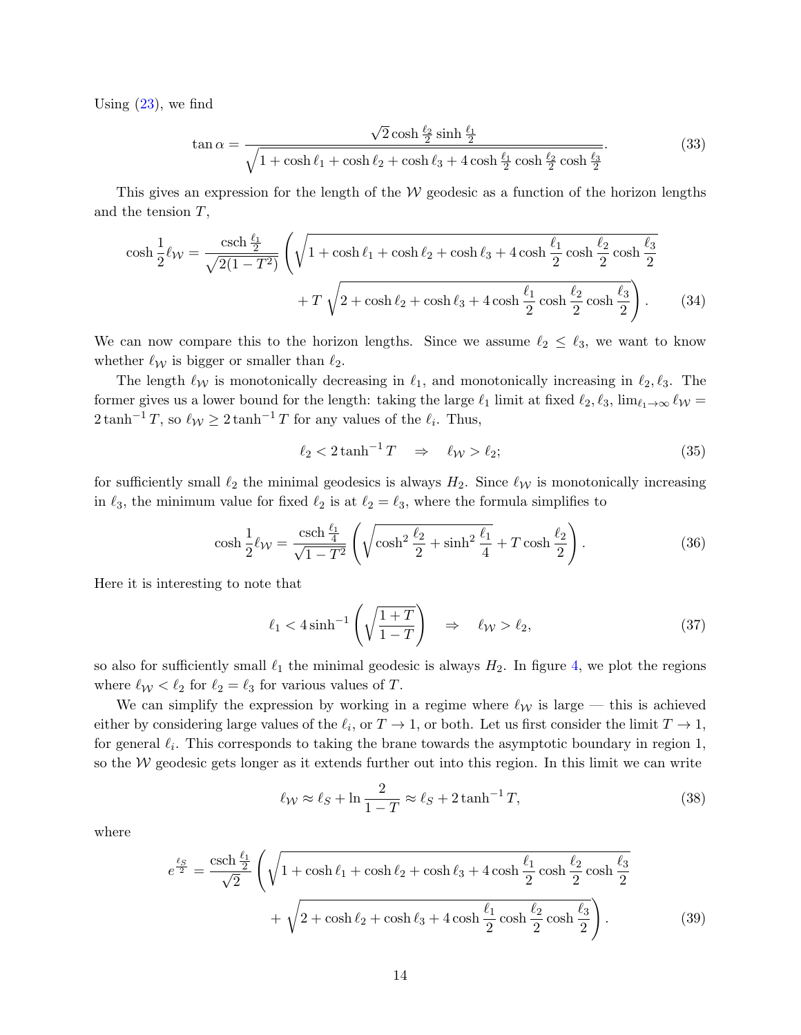Using (23), we find

$$\tan \alpha = \frac{\sqrt{2} \cosh \frac{\ell_2}{2} \sinh \frac{\ell_1}{2}}{\sqrt{1 + \cosh \ell_1 + \cosh \ell_2 + \cosh \ell_3 + 4 \cosh \frac{\ell_1}{2} \cosh \frac{\ell_2}{2} \cosh \frac{\ell_3}{2}}}. \tag{33}$$

This gives an expression for the length of the $\mathcal{W}$ geodesic as a function of the horizon lengths and the tension $T$,

$$\begin{aligned} \cosh \frac{1}{2} \ell_{\mathcal{W}} = \frac{\operatorname{csch} \frac{\ell_1}{2}}{\sqrt{2(1-T^2)}} \Bigg( & \sqrt{1 + \cosh \ell_1 + \cosh \ell_2 + \cosh \ell_3 + 4 \cosh \frac{\ell_1}{2} \cosh \frac{\ell_2}{2} \cosh \frac{\ell_3}{2}} \\ & + T \sqrt{2 + \cosh \ell_2 + \cosh \ell_3 + 4 \cosh \frac{\ell_1}{2} \cosh \frac{\ell_2}{2} \cosh \frac{\ell_3}{2}} \Bigg). \end{aligned} \tag{34}$$

We can now compare this to the horizon lengths. Since we assume $\ell_2 \leq \ell_3$, we want to know whether $\ell_{\mathcal{W}}$ is bigger or smaller than $\ell_2$.

The length $\ell_{\mathcal{W}}$ is monotonically decreasing in $\ell_1$, and monotonically increasing in $\ell_2, \ell_3$. The former gives us a lower bound for the length: taking the large $\ell_1$ limit at fixed $\ell_2, \ell_3$, $\lim_{\ell_1 \to \infty} \ell_{\mathcal{W}} = 2 \tanh^{-1} T$, so $\ell_{\mathcal{W}} \geq 2 \tanh^{-1} T$ for any values of the $\ell_i$. Thus,

$$\ell_2 < 2 \tanh^{-1} T \quad \Rightarrow \quad \ell_{\mathcal{W}} > \ell_2; \tag{35}$$

for sufficiently small $\ell_2$ the minimal geodesics is always $H_2$. Since $\ell_{\mathcal{W}}$ is monotonically increasing in $\ell_3$, the minimum value for fixed $\ell_2$ is at $\ell_2 = \ell_3$, where the formula simplifies to

$$\cosh \frac{1}{2} \ell_{\mathcal{W}} = \frac{\operatorname{csch} \frac{\ell_1}{4}}{\sqrt{1-T^2}} \left( \sqrt{\cosh^2 \frac{\ell_2}{2} + \sinh^2 \frac{\ell_1}{4}} + T \cosh \frac{\ell_2}{2} \right). \tag{36}$$

Here it is interesting to note that

$$\ell_1 < 4 \sinh^{-1} \left( \sqrt{\frac{1+T}{1-T}} \right) \quad \Rightarrow \quad \ell_{\mathcal{W}} > \ell_2, \tag{37}$$

so also for sufficiently small $\ell_1$ the minimal geodesic is always $H_2$. In figure 4, we plot the regions where $\ell_{\mathcal{W}} < \ell_2$ for $\ell_2 = \ell_3$ for various values of $T$.

We can simplify the expression by working in a regime where $\ell_{\mathcal{W}}$ is large — this is achieved either by considering large values of the $\ell_i$, or $T \to 1$, or both. Let us first consider the limit $T \to 1$, for general $\ell_i$. This corresponds to taking the brane towards the asymptotic boundary in region 1, so the $\mathcal{W}$ geodesic gets longer as it extends further out into this region. In this limit we can write

$$\ell_{\mathcal{W}} \approx \ell_S + \ln \frac{2}{1-T} \approx \ell_S + 2 \tanh^{-1} T, \tag{38}$$

where

$$\begin{aligned} e^{\frac{\ell_S}{2}} = \frac{\operatorname{csch} \frac{\ell_1}{2}}{\sqrt{2}} \Bigg( & \sqrt{1 + \cosh \ell_1 + \cosh \ell_2 + \cosh \ell_3 + 4 \cosh \frac{\ell_1}{2} \cosh \frac{\ell_2}{2} \cosh \frac{\ell_3}{2}} \\ & + \sqrt{2 + \cosh \ell_2 + \cosh \ell_3 + 4 \cosh \frac{\ell_1}{2} \cosh \frac{\ell_2}{2} \cosh \frac{\ell_3}{2}} \Bigg). \end{aligned} \tag{39}$$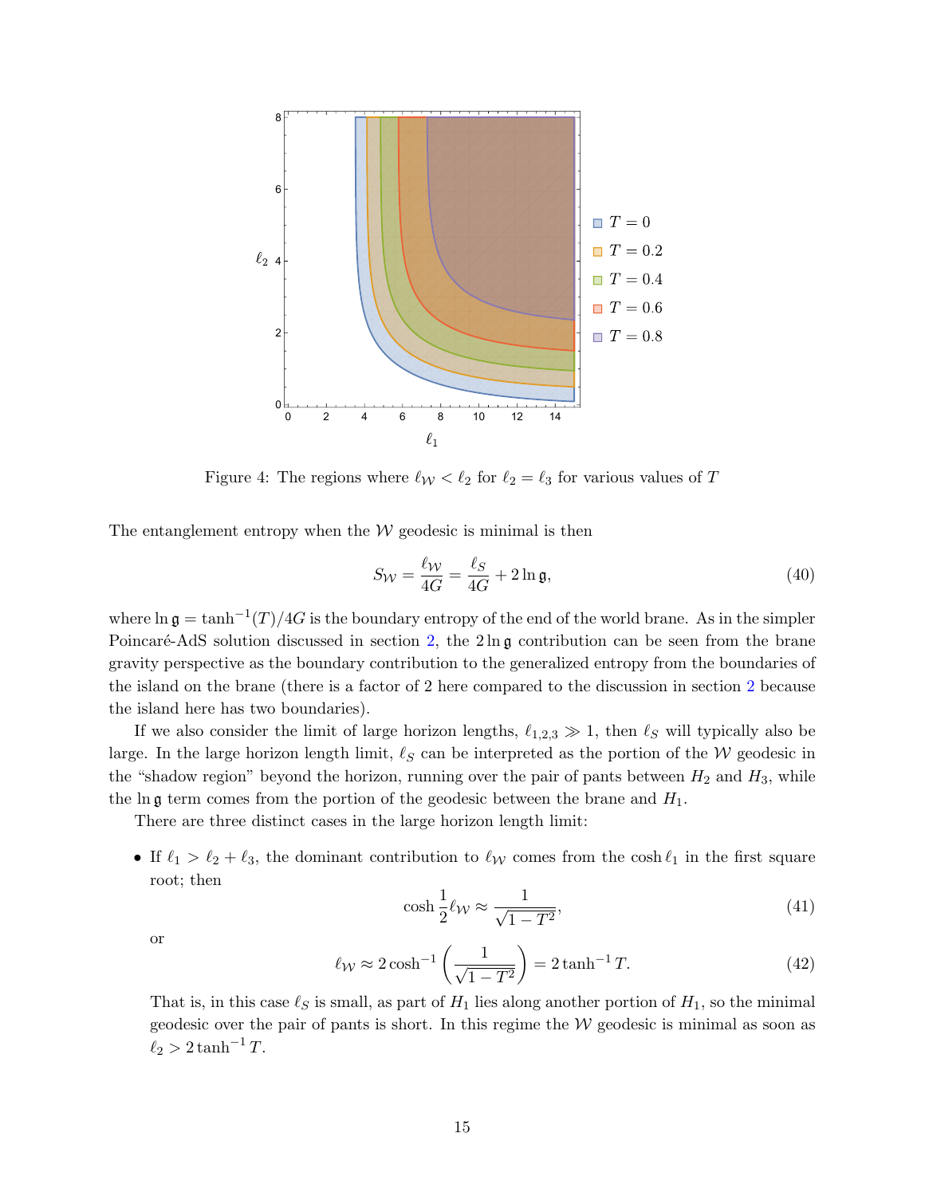Figure 4: The regions where $\ell_{\mathcal{W}} < \ell_2$ for $\ell_2 = \ell_3$ for various values of $T$

The entanglement entropy when the $\mathcal{W}$ geodesic is minimal is then

$$S_{\mathcal{W}} = \frac{\ell_{\mathcal{W}}}{4G} = \frac{\ell_S}{4G} + 2\ln \mathfrak{g}, \tag{40}$$

where $\ln \mathfrak{g} = \tanh^{-1}(T)/4G$ is the boundary entropy of the end of the world brane. As in the simpler Poincaré-AdS solution discussed in section 2, the $2\ln\mathfrak{g}$ contribution can be seen from the brane gravity perspective as the boundary contribution to the generalized entropy from the boundaries of the island on the brane (there is a factor of 2 here compared to the discussion in section 2 because the island here has two boundaries).

If we also consider the limit of large horizon lengths, $\ell_{1,2,3} \gg 1$, then $\ell_S$ will typically also be large. In the large horizon length limit, $\ell_S$ can be interpreted as the portion of the $\mathcal{W}$ geodesic in the "shadow region" beyond the horizon, running over the pair of pants between $H_2$ and $H_3$, while the $\ln\mathfrak{g}$ term comes from the portion of the geodesic between the brane and $H_1$.

There are three distinct cases in the large horizon length limit:

- If $\ell_1 > \ell_2 + \ell_3$, the dominant contribution to $\ell_{\mathcal{W}}$ comes from the $\cosh \ell_1$ in the first square root; then

$$\cosh \frac{1}{2}\ell_{\mathcal{W}} \approx \frac{1}{\sqrt{1-T^2}}, \tag{41}$$

or

$$\ell_{\mathcal{W}} \approx 2\cosh^{-1}\left(\frac{1}{\sqrt{1-T^2}}\right) = 2\tanh^{-1} T. \tag{42}$$

That is, in this case $\ell_S$ is small, as part of $H_1$ lies along another portion of $H_1$, so the minimal geodesic over the pair of pants is short. In this regime the $\mathcal{W}$ geodesic is minimal as soon as $\ell_2 > 2\tanh^{-1} T$.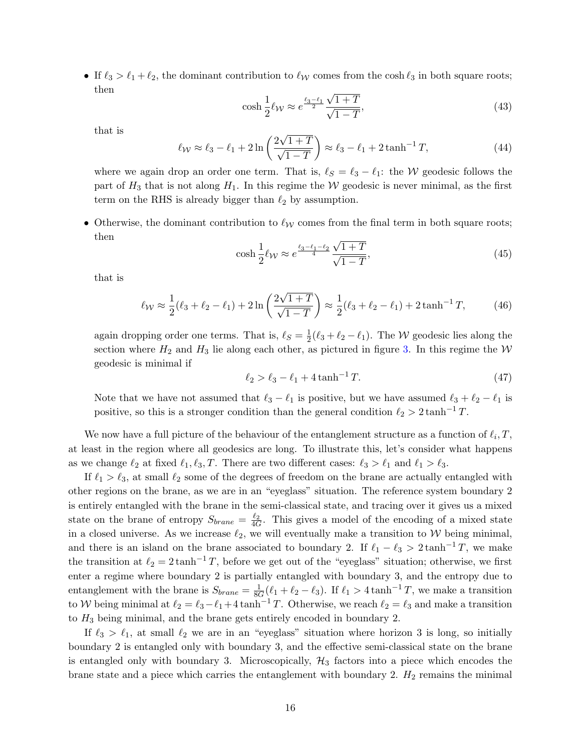- If $\ell_3 > \ell_1 + \ell_2$, the dominant contribution to $\ell_{\mathcal{W}}$ comes from the $\cosh \ell_3$ in both square roots; then

$$\cosh \frac{1}{2}\ell_{\mathcal{W}} \approx e^{\frac{\ell_3 - \ell_1}{2}} \frac{\sqrt{1+T}}{\sqrt{1-T}}, \tag{43}$$

  that is

$$\ell_{\mathcal{W}} \approx \ell_3 - \ell_1 + 2\ln\left(\frac{2\sqrt{1+T}}{\sqrt{1-T}}\right) \approx \ell_3 - \ell_1 + 2\tanh^{-1} T, \tag{44}$$

  where we again drop an order one term. That is, $\ell_S = \ell_3 - \ell_1$: the $\mathcal{W}$ geodesic follows the part of $H_3$ that is not along $H_1$. In this regime the $\mathcal{W}$ geodesic is never minimal, as the first term on the RHS is already bigger than $\ell_2$ by assumption.

- Otherwise, the dominant contribution to $\ell_{\mathcal{W}}$ comes from the final term in both square roots; then

$$\cosh \frac{1}{2}\ell_{\mathcal{W}} \approx e^{\frac{\ell_3 - \ell_1 - \ell_2}{4}} \frac{\sqrt{1+T}}{\sqrt{1-T}}, \tag{45}$$

  that is

$$\ell_{\mathcal{W}} \approx \frac{1}{2}(\ell_3 + \ell_2 - \ell_1) + 2\ln\left(\frac{2\sqrt{1+T}}{\sqrt{1-T}}\right) \approx \frac{1}{2}(\ell_3 + \ell_2 - \ell_1) + 2\tanh^{-1} T, \tag{46}$$

  again dropping order one terms. That is, $\ell_S = \frac{1}{2}(\ell_3 + \ell_2 - \ell_1)$. The $\mathcal{W}$ geodesic lies along the section where $H_2$ and $H_3$ lie along each other, as pictured in figure 3. In this regime the $\mathcal{W}$ geodesic is minimal if

$$\ell_2 > \ell_3 - \ell_1 + 4\tanh^{-1} T. \tag{47}$$

  Note that we have not assumed that $\ell_3 - \ell_1$ is positive, but we have assumed $\ell_3 + \ell_2 - \ell_1$ is positive, so this is a stronger condition than the general condition $\ell_2 > 2\tanh^{-1} T$.

We now have a full picture of the behaviour of the entanglement structure as a function of $\ell_i, T$, at least in the region where all geodesics are long. To illustrate this, let's consider what happens as we change $\ell_2$ at fixed $\ell_1, \ell_3, T$. There are two different cases: $\ell_3 > \ell_1$ and $\ell_1 > \ell_3$.

If $\ell_1 > \ell_3$, at small $\ell_2$ some of the degrees of freedom on the brane are actually entangled with other regions on the brane, as we are in an "eyeglass" situation. The reference system boundary 2 is entirely entangled with the brane in the semi-classical state, and tracing over it gives us a mixed state on the brane of entropy $S_{brane} = \frac{\ell_2}{4G}$. This gives a model of the encoding of a mixed state in a closed universe. As we increase $\ell_2$, we will eventually make a transition to $\mathcal{W}$ being minimal, and there is an island on the brane associated to boundary 2. If $\ell_1 - \ell_3 > 2\tanh^{-1} T$, we make the transition at $\ell_2 = 2\tanh^{-1} T$, before we get out of the "eyeglass" situation; otherwise, we first enter a regime where boundary 2 is partially entangled with boundary 3, and the entropy due to entanglement with the brane is $S_{brane} = \frac{1}{8G}(\ell_1 + \ell_2 - \ell_3)$. If $\ell_1 > 4\tanh^{-1} T$, we make a transition to $\mathcal{W}$ being minimal at $\ell_2 = \ell_3 - \ell_1 + 4\tanh^{-1} T$. Otherwise, we reach $\ell_2 = \ell_3$ and make a transition to $H_3$ being minimal, and the brane gets entirely encoded in boundary 2.

If $\ell_3 > \ell_1$, at small $\ell_2$ we are in an "eyeglass" situation where horizon 3 is long, so initially boundary 2 is entangled only with boundary 3, and the effective semi-classical state on the brane is entangled only with boundary 3. Microscopically, $\mathcal{H}_3$ factors into a piece which encodes the brane state and a piece which carries the entanglement with boundary 2. $H_2$ remains the minimal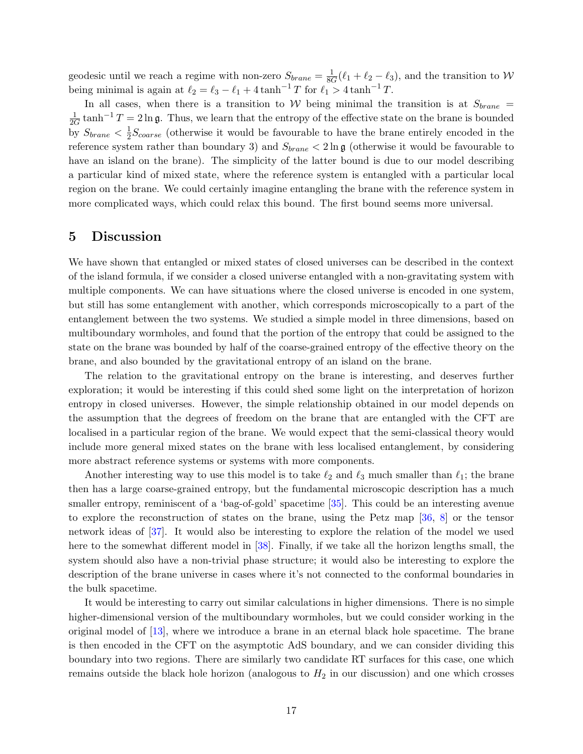geodesic until we reach a regime with non-zero $S_{brane} = \frac{1}{8G}(\ell_1 + \ell_2 - \ell_3)$, and the transition to $\mathcal{W}$ being minimal is again at $\ell_2 = \ell_3 - \ell_1 + 4\tanh^{-1} T$ for $\ell_1 > 4\tanh^{-1} T$.

In all cases, when there is a transition to $\mathcal{W}$ being minimal the transition is at $S_{brane} = \frac{1}{2G}\tanh^{-1} T = 2\ln \mathfrak{g}$. Thus, we learn that the entropy of the effective state on the brane is bounded by $S_{brane} < \frac{1}{2} S_{coarse}$ (otherwise it would be favourable to have the brane entirely encoded in the reference system rather than boundary 3) and $S_{brane} < 2\ln \mathfrak{g}$ (otherwise it would be favourable to have an island on the brane). The simplicity of the latter bound is due to our model describing a particular kind of mixed state, where the reference system is entangled with a particular local region on the brane. We could certainly imagine entangling the brane with the reference system in more complicated ways, which could relax this bound. The first bound seems more universal.

# 5 Discussion

We have shown that entangled or mixed states of closed universes can be described in the context of the island formula, if we consider a closed universe entangled with a non-gravitating system with multiple components. We can have situations where the closed universe is encoded in one system, but still has some entanglement with another, which corresponds microscopically to a part of the entanglement between the two systems. We studied a simple model in three dimensions, based on multiboundary wormholes, and found that the portion of the entropy that could be assigned to the state on the brane was bounded by half of the coarse-grained entropy of the effective theory on the brane, and also bounded by the gravitational entropy of an island on the brane.

The relation to the gravitational entropy on the brane is interesting, and deserves further exploration; it would be interesting if this could shed some light on the interpretation of horizon entropy in closed universes. However, the simple relationship obtained in our model depends on the assumption that the degrees of freedom on the brane that are entangled with the CFT are localised in a particular region of the brane. We would expect that the semi-classical theory would include more general mixed states on the brane with less localised entanglement, by considering more abstract reference systems or systems with more components.

Another interesting way to use this model is to take $\ell_2$ and $\ell_3$ much smaller than $\ell_1$; the brane then has a large coarse-grained entropy, but the fundamental microscopic description has a much smaller entropy, reminiscent of a 'bag-of-gold' spacetime [35]. This could be an interesting avenue to explore the reconstruction of states on the brane, using the Petz map [36, 8] or the tensor network ideas of [37]. It would also be interesting to explore the relation of the model we used here to the somewhat different model in [38]. Finally, if we take all the horizon lengths small, the system should also have a non-trivial phase structure; it would also be interesting to explore the description of the brane universe in cases where it's not connected to the conformal boundaries in the bulk spacetime.

It would be interesting to carry out similar calculations in higher dimensions. There is no simple higher-dimensional version of the multiboundary wormholes, but we could consider working in the original model of [13], where we introduce a brane in an eternal black hole spacetime. The brane is then encoded in the CFT on the asymptotic AdS boundary, and we can consider dividing this boundary into two regions. There are similarly two candidate RT surfaces for this case, one which remains outside the black hole horizon (analogous to $H_2$ in our discussion) and one which crosses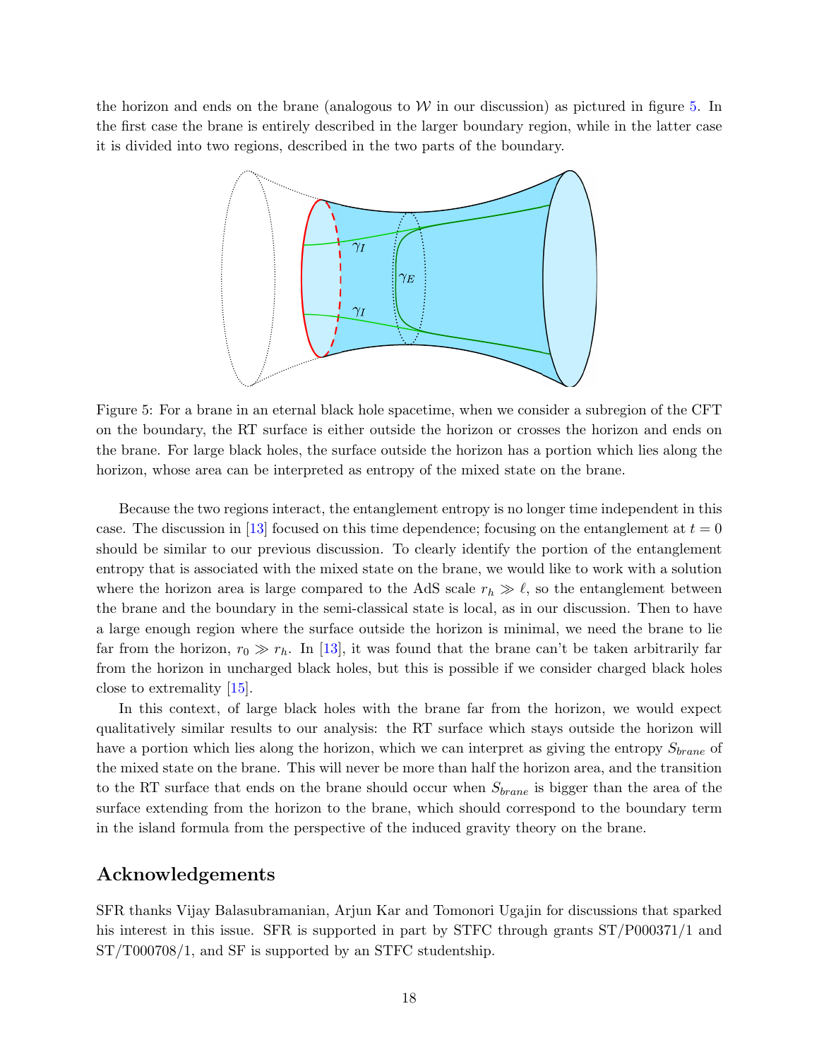the horizon and ends on the brane (analogous to $\mathcal{W}$ in our discussion) as pictured in figure 5. In the first case the brane is entirely described in the larger boundary region, while in the latter case it is divided into two regions, described in the two parts of the boundary.

Figure 5: For a brane in an eternal black hole spacetime, when we consider a subregion of the CFT on the boundary, the RT surface is either outside the horizon or crosses the horizon and ends on the brane. For large black holes, the surface outside the horizon has a portion which lies along the horizon, whose area can be interpreted as entropy of the mixed state on the brane.

Because the two regions interact, the entanglement entropy is no longer time independent in this case. The discussion in [13] focused on this time dependence; focusing on the entanglement at $t = 0$ should be similar to our previous discussion. To clearly identify the portion of the entanglement entropy that is associated with the mixed state on the brane, we would like to work with a solution where the horizon area is large compared to the AdS scale $r_h \gg \ell$, so the entanglement between the brane and the boundary in the semi-classical state is local, as in our discussion. Then to have a large enough region where the surface outside the horizon is minimal, we need the brane to lie far from the horizon, $r_0 \gg r_h$. In [13], it was found that the brane can't be taken arbitrarily far from the horizon in uncharged black holes, but this is possible if we consider charged black holes close to extremality [15].

In this context, of large black holes with the brane far from the horizon, we would expect qualitatively similar results to our analysis: the RT surface which stays outside the horizon will have a portion which lies along the horizon, which we can interpret as giving the entropy $S_{brane}$ of the mixed state on the brane. This will never be more than half the horizon area, and the transition to the RT surface that ends on the brane should occur when $S_{brane}$ is bigger than the area of the surface extending from the horizon to the brane, which should correspond to the boundary term in the island formula from the perspective of the induced gravity theory on the brane.

## Acknowledgements

SFR thanks Vijay Balasubramanian, Arjun Kar and Tomonori Ugajin for discussions that sparked his interest in this issue. SFR is supported in part by STFC through grants ST/P000371/1 and ST/T000708/1, and SF is supported by an STFC studentship.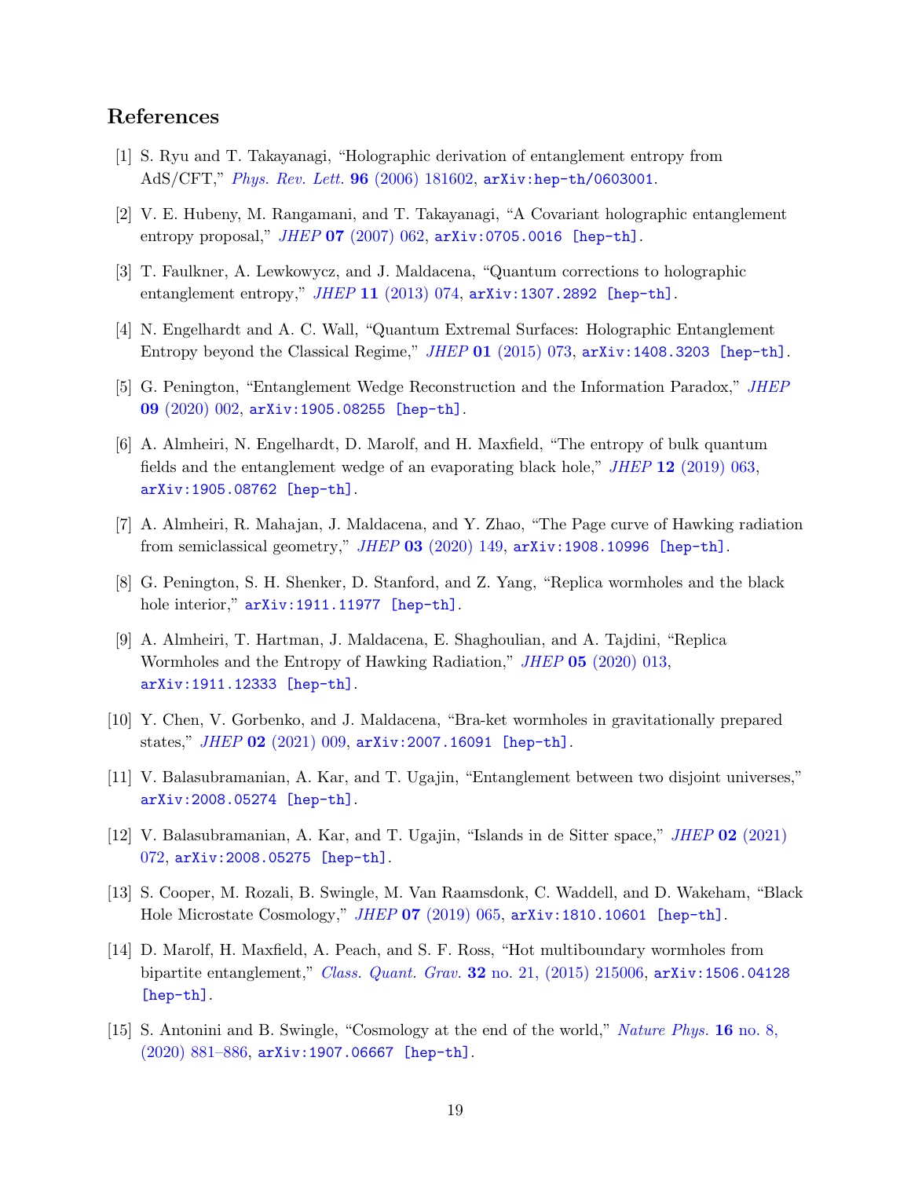## References

[1] S. Ryu and T. Takayanagi, "Holographic derivation of entanglement entropy from AdS/CFT," *Phys. Rev. Lett.* **96** (2006) 181602, arXiv:hep-th/0603001.

[2] V. E. Hubeny, M. Rangamani, and T. Takayanagi, "A Covariant holographic entanglement entropy proposal," *JHEP* **07** (2007) 062, arXiv:0705.0016 [hep-th].

[3] T. Faulkner, A. Lewkowycz, and J. Maldacena, "Quantum corrections to holographic entanglement entropy," *JHEP* **11** (2013) 074, arXiv:1307.2892 [hep-th].

[4] N. Engelhardt and A. C. Wall, "Quantum Extremal Surfaces: Holographic Entanglement Entropy beyond the Classical Regime," *JHEP* **01** (2015) 073, arXiv:1408.3203 [hep-th].

[5] G. Penington, "Entanglement Wedge Reconstruction and the Information Paradox," *JHEP* **09** (2020) 002, arXiv:1905.08255 [hep-th].

[6] A. Almheiri, N. Engelhardt, D. Marolf, and H. Maxfield, "The entropy of bulk quantum fields and the entanglement wedge of an evaporating black hole," *JHEP* **12** (2019) 063, arXiv:1905.08762 [hep-th].

[7] A. Almheiri, R. Mahajan, J. Maldacena, and Y. Zhao, "The Page curve of Hawking radiation from semiclassical geometry," *JHEP* **03** (2020) 149, arXiv:1908.10996 [hep-th].

[8] G. Penington, S. H. Shenker, D. Stanford, and Z. Yang, "Replica wormholes and the black hole interior," arXiv:1911.11977 [hep-th].

[9] A. Almheiri, T. Hartman, J. Maldacena, E. Shaghoulian, and A. Tajdini, "Replica Wormholes and the Entropy of Hawking Radiation," *JHEP* **05** (2020) 013, arXiv:1911.12333 [hep-th].

[10] Y. Chen, V. Gorbenko, and J. Maldacena, "Bra-ket wormholes in gravitationally prepared states," *JHEP* **02** (2021) 009, arXiv:2007.16091 [hep-th].

[11] V. Balasubramanian, A. Kar, and T. Ugajin, "Entanglement between two disjoint universes," arXiv:2008.05274 [hep-th].

[12] V. Balasubramanian, A. Kar, and T. Ugajin, "Islands in de Sitter space," *JHEP* **02** (2021) 072, arXiv:2008.05275 [hep-th].

[13] S. Cooper, M. Rozali, B. Swingle, M. Van Raamsdonk, C. Waddell, and D. Wakeham, "Black Hole Microstate Cosmology," *JHEP* **07** (2019) 065, arXiv:1810.10601 [hep-th].

[14] D. Marolf, H. Maxfield, A. Peach, and S. F. Ross, "Hot multiboundary wormholes from bipartite entanglement," *Class. Quant. Grav.* **32** no. 21, (2015) 215006, arXiv:1506.04128 [hep-th].

[15] S. Antonini and B. Swingle, "Cosmology at the end of the world," *Nature Phys.* **16** no. 8, (2020) 881–886, arXiv:1907.06667 [hep-th].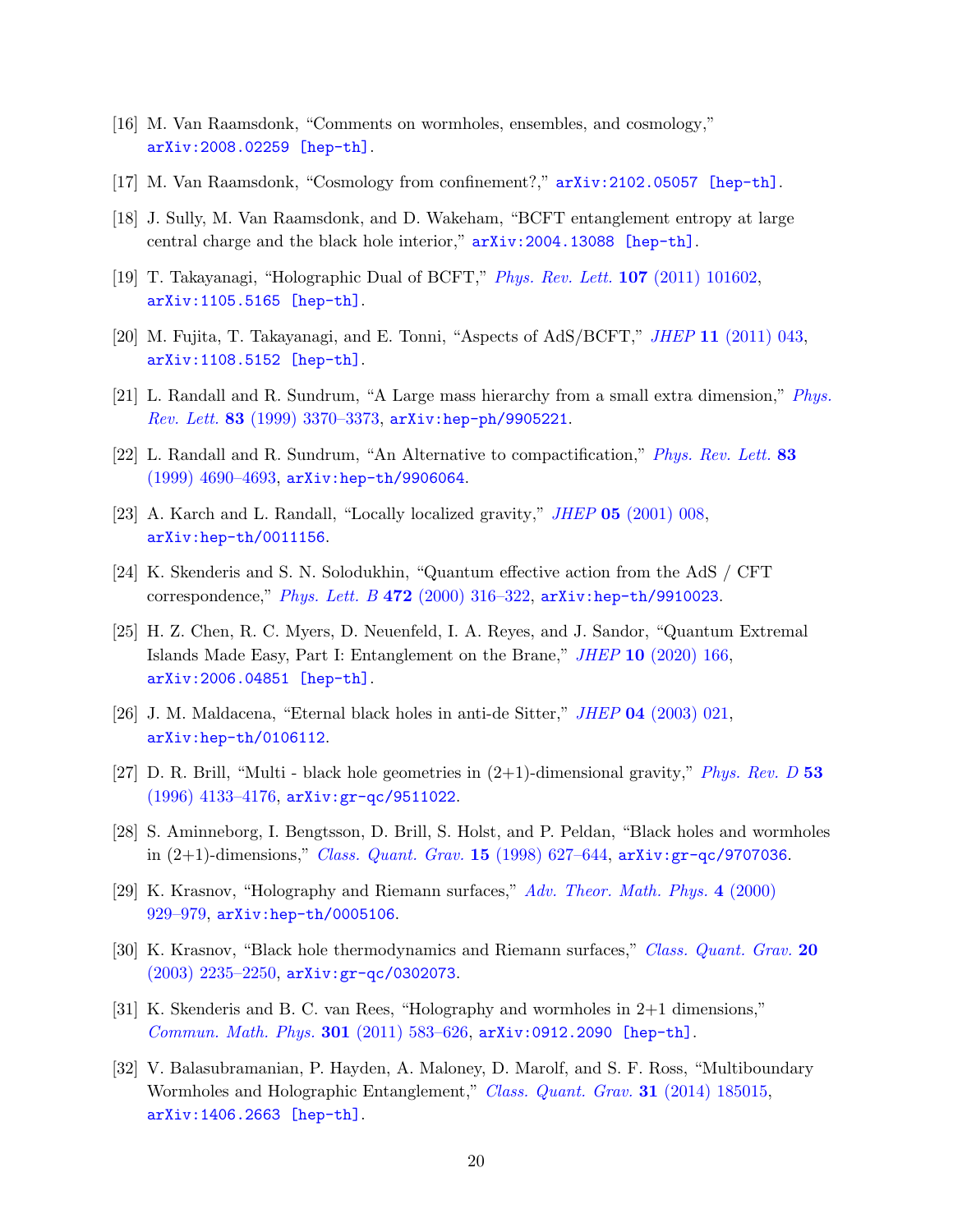[16] M. Van Raamsdonk, "Comments on wormholes, ensembles, and cosmology," arXiv:2008.02259 [hep-th].

[17] M. Van Raamsdonk, "Cosmology from confinement?," arXiv:2102.05057 [hep-th].

[18] J. Sully, M. Van Raamsdonk, and D. Wakeham, "BCFT entanglement entropy at large central charge and the black hole interior," arXiv:2004.13088 [hep-th].

[19] T. Takayanagi, "Holographic Dual of BCFT," *Phys. Rev. Lett.* **107** (2011) 101602, arXiv:1105.5165 [hep-th].

[20] M. Fujita, T. Takayanagi, and E. Tonni, "Aspects of AdS/BCFT," *JHEP* **11** (2011) 043, arXiv:1108.5152 [hep-th].

[21] L. Randall and R. Sundrum, "A Large mass hierarchy from a small extra dimension," *Phys. Rev. Lett.* **83** (1999) 3370–3373, arXiv:hep-ph/9905221.

[22] L. Randall and R. Sundrum, "An Alternative to compactification," *Phys. Rev. Lett.* **83** (1999) 4690–4693, arXiv:hep-th/9906064.

[23] A. Karch and L. Randall, "Locally localized gravity," *JHEP* **05** (2001) 008, arXiv:hep-th/0011156.

[24] K. Skenderis and S. N. Solodukhin, "Quantum effective action from the AdS / CFT correspondence," *Phys. Lett. B* **472** (2000) 316–322, arXiv:hep-th/9910023.

[25] H. Z. Chen, R. C. Myers, D. Neuenfeld, I. A. Reyes, and J. Sandor, "Quantum Extremal Islands Made Easy, Part I: Entanglement on the Brane," *JHEP* **10** (2020) 166, arXiv:2006.04851 [hep-th].

[26] J. M. Maldacena, "Eternal black holes in anti-de Sitter," *JHEP* **04** (2003) 021, arXiv:hep-th/0106112.

[27] D. R. Brill, "Multi - black hole geometries in (2+1)-dimensional gravity," *Phys. Rev. D* **53** (1996) 4133–4176, arXiv:gr-qc/9511022.

[28] S. Aminneborg, I. Bengtsson, D. Brill, S. Holst, and P. Peldan, "Black holes and wormholes in (2+1)-dimensions," *Class. Quant. Grav.* **15** (1998) 627–644, arXiv:gr-qc/9707036.

[29] K. Krasnov, "Holography and Riemann surfaces," *Adv. Theor. Math. Phys.* **4** (2000) 929–979, arXiv:hep-th/0005106.

[30] K. Krasnov, "Black hole thermodynamics and Riemann surfaces," *Class. Quant. Grav.* **20** (2003) 2235–2250, arXiv:gr-qc/0302073.

[31] K. Skenderis and B. C. van Rees, "Holography and wormholes in 2+1 dimensions," *Commun. Math. Phys.* **301** (2011) 583–626, arXiv:0912.2090 [hep-th].

[32] V. Balasubramanian, P. Hayden, A. Maloney, D. Marolf, and S. F. Ross, "Multiboundary Wormholes and Holographic Entanglement," *Class. Quant. Grav.* **31** (2014) 185015, arXiv:1406.2663 [hep-th].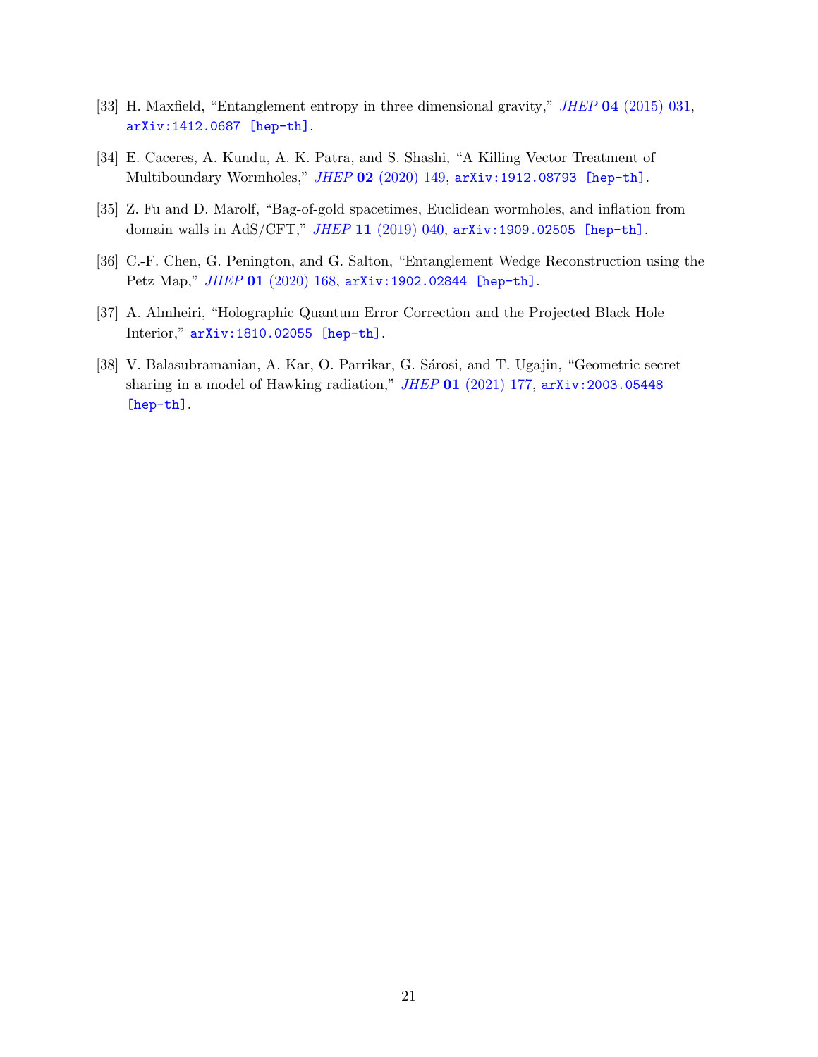[33] H. Maxfield, "Entanglement entropy in three dimensional gravity," *JHEP* **04** (2015) 031, arXiv:1412.0687 [hep-th].

[34] E. Caceres, A. Kundu, A. K. Patra, and S. Shashi, "A Killing Vector Treatment of Multiboundary Wormholes," *JHEP* **02** (2020) 149, arXiv:1912.08793 [hep-th].

[35] Z. Fu and D. Marolf, "Bag-of-gold spacetimes, Euclidean wormholes, and inflation from domain walls in AdS/CFT," *JHEP* **11** (2019) 040, arXiv:1909.02505 [hep-th].

[36] C.-F. Chen, G. Penington, and G. Salton, "Entanglement Wedge Reconstruction using the Petz Map," *JHEP* **01** (2020) 168, arXiv:1902.02844 [hep-th].

[37] A. Almheiri, "Holographic Quantum Error Correction and the Projected Black Hole Interior," arXiv:1810.02055 [hep-th].

[38] V. Balasubramanian, A. Kar, O. Parrikar, G. Sárosi, and T. Ugajin, "Geometric secret sharing in a model of Hawking radiation," *JHEP* **01** (2021) 177, arXiv:2003.05448 [hep-th].